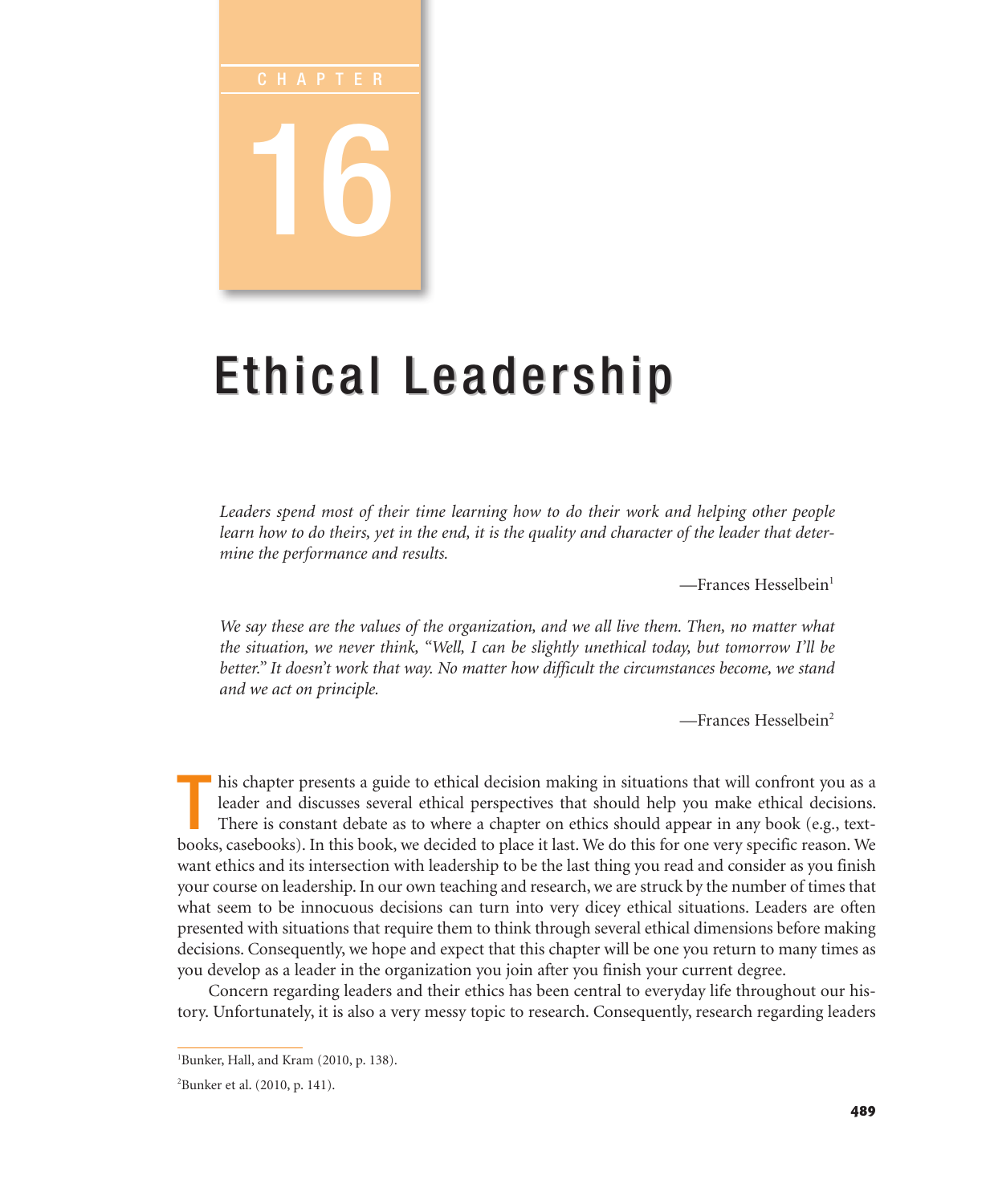CHAPTER 16

# Ethical Leadership

*Leaders spend most of their time learning how to do their work and helping other people learn how to do theirs, yet in the end, it is the quality and character of the leader that determine the performance and results.*

—Frances Hesselbein[1]

*We say these are the values of the organization, and we all live them. Then, no matter what the situation, we never think, "Well, I can be slightly unethical today, but tomorrow I'll be better." It doesn't work that way. No matter how difficult the circumstances become, we stand and we act on principle.*

—Frances Hesselbein[2]

This chapter presents a guide to ethical decision making in situations that will confront you as a leader and discusses several ethical perspectives that should help you make ethical decisions. There is constant debate as to where a chapter on ethics should appear in any book (e.g., textbooks, casebooks). In this book, we decided to place it last. We do this for one very specific reason. We want ethics and its intersection with leadership to be the last thing you read and consider as you finish your course on leadership. In our own teaching and research, we are struck by the number of times that what seem to be innocuous decisions can turn into very dicey ethical situations. Leaders are often presented with situations that require them to think through several ethical dimensions before making decisions. Consequently, we hope and expect that this chapter will be one you return to many times as you develop as a leader in the organization you join after you finish your current degree.

Concern regarding leaders and their ethics has been central to everyday life throughout our history. Unfortunately, it is also a very messy topic to research. Consequently, research regarding leaders

[1]Bunker, Hall, and Kram (2010, p. 138).

[2]Bunker et al. (2010, p. 141).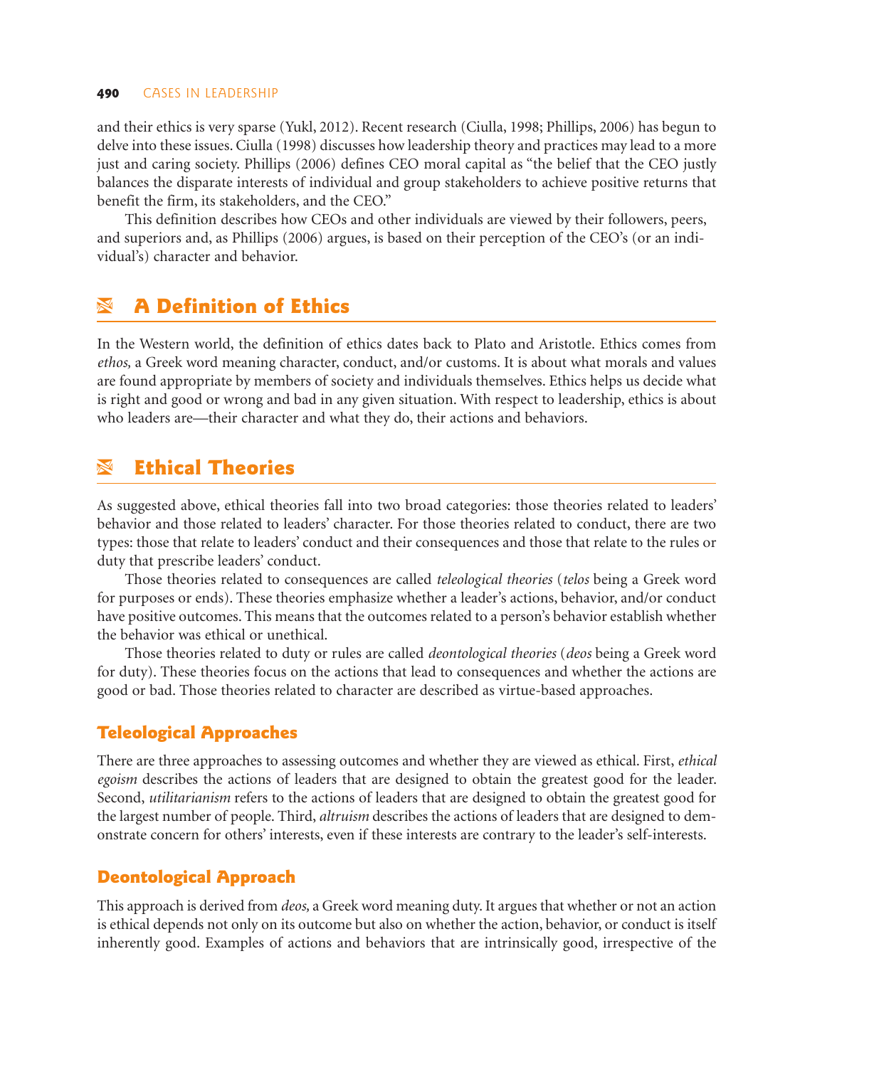and their ethics is very sparse (Yukl, 2012). Recent research (Ciulla, 1998; Phillips, 2006) has begun to delve into these issues. Ciulla (1998) discusses how leadership theory and practices may lead to a more just and caring society. Phillips (2006) defines CEO moral capital as "the belief that the CEO justly balances the disparate interests of individual and group stakeholders to achieve positive returns that benefit the firm, its stakeholders, and the CEO."

This definition describes how CEOs and other individuals are viewed by their followers, peers, and superiors and, as Phillips (2006) argues, is based on their perception of the CEO's (or an individual's) character and behavior.

## A Definition of Ethics

In the Western world, the definition of ethics dates back to Plato and Aristotle. Ethics comes from *ethos,* a Greek word meaning character, conduct, and/or customs. It is about what morals and values are found appropriate by members of society and individuals themselves. Ethics helps us decide what is right and good or wrong and bad in any given situation. With respect to leadership, ethics is about who leaders are—their character and what they do, their actions and behaviors.

## Ethical Theories

As suggested above, ethical theories fall into two broad categories: those theories related to leaders' behavior and those related to leaders' character. For those theories related to conduct, there are two types: those that relate to leaders' conduct and their consequences and those that relate to the rules or duty that prescribe leaders' conduct.

Those theories related to consequences are called *teleological theories* (*telos* being a Greek word for purposes or ends). These theories emphasize whether a leader's actions, behavior, and/or conduct have positive outcomes. This means that the outcomes related to a person's behavior establish whether the behavior was ethical or unethical.

Those theories related to duty or rules are called *deontological theories* (*deos* being a Greek word for duty). These theories focus on the actions that lead to consequences and whether the actions are good or bad. Those theories related to character are described as virtue-based approaches.

### Teleological Approaches

There are three approaches to assessing outcomes and whether they are viewed as ethical. First, *ethical egoism* describes the actions of leaders that are designed to obtain the greatest good for the leader. Second, *utilitarianism* refers to the actions of leaders that are designed to obtain the greatest good for the largest number of people. Third, *altruism* describes the actions of leaders that are designed to demonstrate concern for others' interests, even if these interests are contrary to the leader's self-interests.

### Deontological Approach

This approach is derived from *deos,* a Greek word meaning duty. It argues that whether or not an action is ethical depends not only on its outcome but also on whether the action, behavior, or conduct is itself inherently good. Examples of actions and behaviors that are intrinsically good, irrespective of the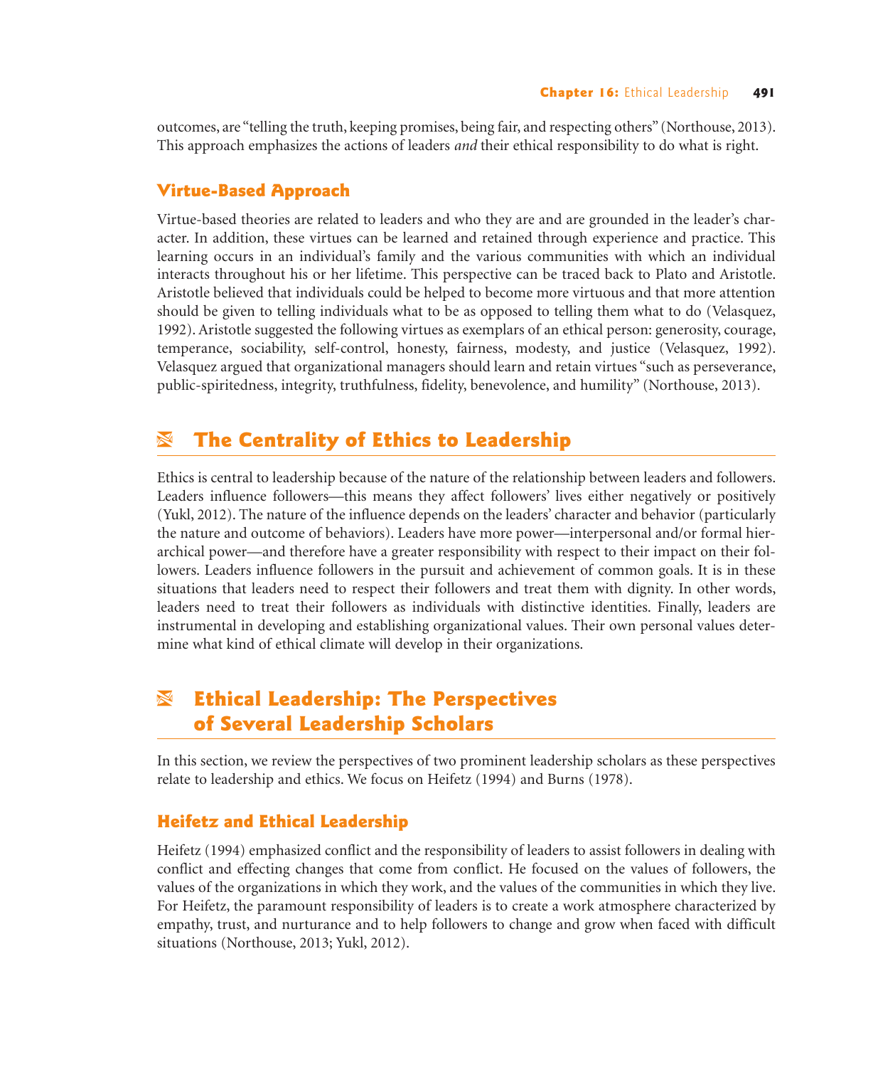outcomes, are "telling the truth, keeping promises, being fair, and respecting others" (Northouse, 2013). This approach emphasizes the actions of leaders *and* their ethical responsibility to do what is right.

### Virtue-Based Approach

Virtue-based theories are related to leaders and who they are and are grounded in the leader's character. In addition, these virtues can be learned and retained through experience and practice. This learning occurs in an individual's family and the various communities with which an individual interacts throughout his or her lifetime. This perspective can be traced back to Plato and Aristotle. Aristotle believed that individuals could be helped to become more virtuous and that more attention should be given to telling individuals what to be as opposed to telling them what to do (Velasquez, 1992). Aristotle suggested the following virtues as exemplars of an ethical person: generosity, courage, temperance, sociability, self-control, honesty, fairness, modesty, and justice (Velasquez, 1992). Velasquez argued that organizational managers should learn and retain virtues "such as perseverance, public-spiritedness, integrity, truthfulness, fidelity, benevolence, and humility" (Northouse, 2013).

## The Centrality of Ethics to Leadership

Ethics is central to leadership because of the nature of the relationship between leaders and followers. Leaders influence followers—this means they affect followers' lives either negatively or positively (Yukl, 2012). The nature of the influence depends on the leaders' character and behavior (particularly the nature and outcome of behaviors). Leaders have more power—interpersonal and/or formal hierarchical power—and therefore have a greater responsibility with respect to their impact on their followers. Leaders influence followers in the pursuit and achievement of common goals. It is in these situations that leaders need to respect their followers and treat them with dignity. In other words, leaders need to treat their followers as individuals with distinctive identities. Finally, leaders are instrumental in developing and establishing organizational values. Their own personal values determine what kind of ethical climate will develop in their organizations.

## Ethical Leadership: The Perspectives of Several Leadership Scholars

In this section, we review the perspectives of two prominent leadership scholars as these perspectives relate to leadership and ethics. We focus on Heifetz (1994) and Burns (1978).

### Heifetz and Ethical Leadership

Heifetz (1994) emphasized conflict and the responsibility of leaders to assist followers in dealing with conflict and effecting changes that come from conflict. He focused on the values of followers, the values of the organizations in which they work, and the values of the communities in which they live. For Heifetz, the paramount responsibility of leaders is to create a work atmosphere characterized by empathy, trust, and nurturance and to help followers to change and grow when faced with difficult situations (Northouse, 2013; Yukl, 2012).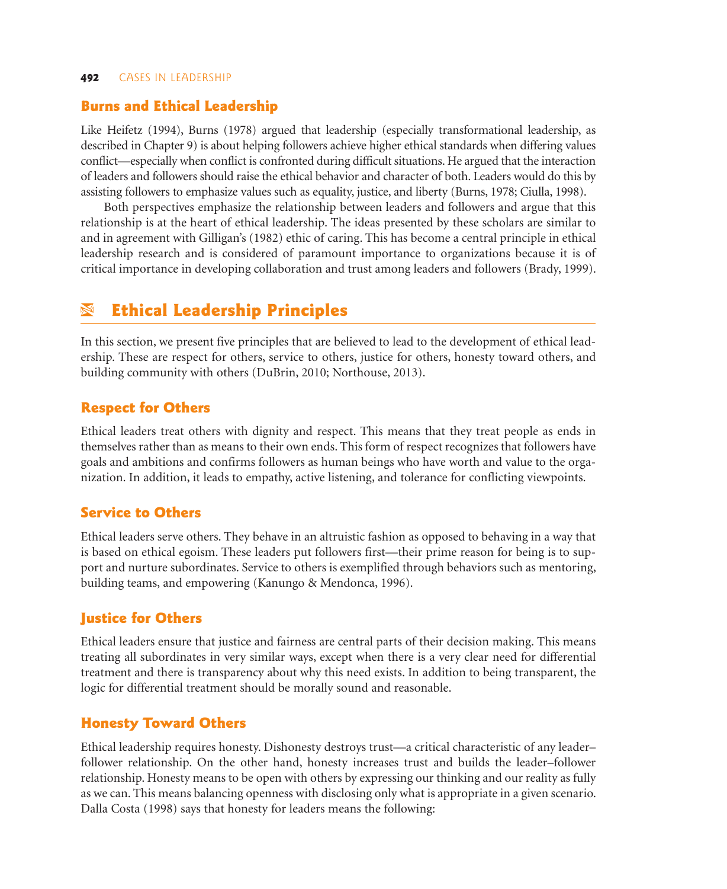### Burns and Ethical Leadership

Like Heifetz (1994), Burns (1978) argued that leadership (especially transformational leadership, as described in Chapter 9) is about helping followers achieve higher ethical standards when differing values conflict—especially when conflict is confronted during difficult situations. He argued that the interaction of leaders and followers should raise the ethical behavior and character of both. Leaders would do this by assisting followers to emphasize values such as equality, justice, and liberty (Burns, 1978; Ciulla, 1998).

Both perspectives emphasize the relationship between leaders and followers and argue that this relationship is at the heart of ethical leadership. The ideas presented by these scholars are similar to and in agreement with Gilligan's (1982) ethic of caring. This has become a central principle in ethical leadership research and is considered of paramount importance to organizations because it is of critical importance in developing collaboration and trust among leaders and followers (Brady, 1999).

## Ethical Leadership Principles

In this section, we present five principles that are believed to lead to the development of ethical leadership. These are respect for others, service to others, justice for others, honesty toward others, and building community with others (DuBrin, 2010; Northouse, 2013).

### Respect for Others

Ethical leaders treat others with dignity and respect. This means that they treat people as ends in themselves rather than as means to their own ends. This form of respect recognizes that followers have goals and ambitions and confirms followers as human beings who have worth and value to the organization. In addition, it leads to empathy, active listening, and tolerance for conflicting viewpoints.

### Service to Others

Ethical leaders serve others. They behave in an altruistic fashion as opposed to behaving in a way that is based on ethical egoism. These leaders put followers first—their prime reason for being is to support and nurture subordinates. Service to others is exemplified through behaviors such as mentoring, building teams, and empowering (Kanungo & Mendonca, 1996).

### Justice for Others

Ethical leaders ensure that justice and fairness are central parts of their decision making. This means treating all subordinates in very similar ways, except when there is a very clear need for differential treatment and there is transparency about why this need exists. In addition to being transparent, the logic for differential treatment should be morally sound and reasonable.

### Honesty Toward Others

Ethical leadership requires honesty. Dishonesty destroys trust—a critical characteristic of any leader–follower relationship. On the other hand, honesty increases trust and builds the leader–follower relationship. Honesty means to be open with others by expressing our thinking and our reality as fully as we can. This means balancing openness with disclosing only what is appropriate in a given scenario. Dalla Costa (1998) says that honesty for leaders means the following: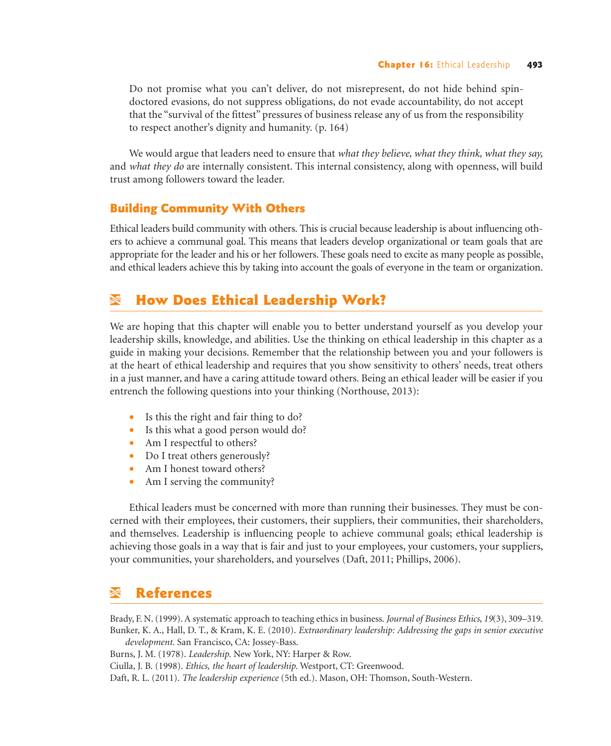> Do not promise what you can't deliver, do not misrepresent, do not hide behind spin-doctored evasions, do not suppress obligations, do not evade accountability, do not accept that the "survival of the fittest" pressures of business release any of us from the responsibility to respect another's dignity and humanity. (p. 164)

We would argue that leaders need to ensure that *what they believe, what they think, what they say,* and *what they do* are internally consistent. This internal consistency, along with openness, will build trust among followers toward the leader.

### Building Community With Others

Ethical leaders build community with others. This is crucial because leadership is about influencing others to achieve a communal goal. This means that leaders develop organizational or team goals that are appropriate for the leader and his or her followers. These goals need to excite as many people as possible, and ethical leaders achieve this by taking into account the goals of everyone in the team or organization.

## How Does Ethical Leadership Work?

We are hoping that this chapter will enable you to better understand yourself as you develop your leadership skills, knowledge, and abilities. Use the thinking on ethical leadership in this chapter as a guide in making your decisions. Remember that the relationship between you and your followers is at the heart of ethical leadership and requires that you show sensitivity to others' needs, treat others in a just manner, and have a caring attitude toward others. Being an ethical leader will be easier if you entrench the following questions into your thinking (Northouse, 2013):

- Is this the right and fair thing to do?
- Is this what a good person would do?
- Am I respectful to others?
- Do I treat others generously?
- Am I honest toward others?
- Am I serving the community?

Ethical leaders must be concerned with more than running their businesses. They must be concerned with their employees, their customers, their suppliers, their communities, their shareholders, and themselves. Leadership is influencing people to achieve communal goals; ethical leadership is achieving those goals in a way that is fair and just to your employees, your customers, your suppliers, your communities, your shareholders, and yourselves (Daft, 2011; Phillips, 2006).

## References

Brady, F. N. (1999). A systematic approach to teaching ethics in business. *Journal of Business Ethics, 19*(3), 309–319.

Bunker, K. A., Hall, D. T., & Kram, K. E. (2010). *Extraordinary leadership: Addressing the gaps in senior executive development.* San Francisco, CA: Jossey-Bass.

Burns, J. M. (1978). *Leadership.* New York, NY: Harper & Row.

Ciulla, J. B. (1998). *Ethics, the heart of leadership.* Westport, CT: Greenwood.

Daft, R. L. (2011). *The leadership experience* (5th ed.). Mason, OH: Thomson, South-Western.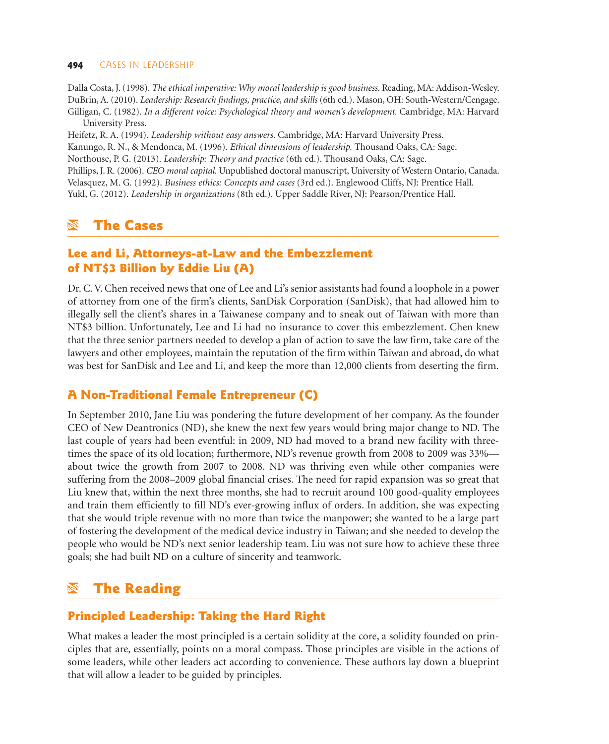Dalla Costa, J. (1998). *The ethical imperative: Why moral leadership is good business.* Reading, MA: Addison-Wesley.

DuBrin, A. (2010). *Leadership: Research findings, practice, and skills* (6th ed.). Mason, OH: South-Western/Cengage.

Gilligan, C. (1982). *In a different voice: Psychological theory and women's development.* Cambridge, MA: Harvard University Press.

Heifetz, R. A. (1994). *Leadership without easy answers.* Cambridge, MA: Harvard University Press.

Kanungo, R. N., & Mendonca, M. (1996). *Ethical dimensions of leadership.* Thousand Oaks, CA: Sage.

Northouse, P. G. (2013). *Leadership: Theory and practice* (6th ed.). Thousand Oaks, CA: Sage.

Phillips, J. R. (2006). *CEO moral capital.* Unpublished doctoral manuscript, University of Western Ontario, Canada.

Velasquez, M. G. (1992). *Business ethics: Concepts and cases* (3rd ed.). Englewood Cliffs, NJ: Prentice Hall.

Yukl, G. (2012). *Leadership in organizations* (8th ed.). Upper Saddle River, NJ: Pearson/Prentice Hall.

## The Cases

### Lee and Li, Attorneys-at-Law and the Embezzlement of NT$3 Billion by Eddie Liu (A)

Dr. C. V. Chen received news that one of Lee and Li's senior assistants had found a loophole in a power of attorney from one of the firm's clients, SanDisk Corporation (SanDisk), that had allowed him to illegally sell the client's shares in a Taiwanese company and to sneak out of Taiwan with more than NT$3 billion. Unfortunately, Lee and Li had no insurance to cover this embezzlement. Chen knew that the three senior partners needed to develop a plan of action to save the law firm, take care of the lawyers and other employees, maintain the reputation of the firm within Taiwan and abroad, do what was best for SanDisk and Lee and Li, and keep the more than 12,000 clients from deserting the firm.

### A Non-Traditional Female Entrepreneur (C)

In September 2010, Jane Liu was pondering the future development of her company. As the founder CEO of New Deantronics (ND), she knew the next few years would bring major change to ND. The last couple of years had been eventful: in 2009, ND had moved to a brand new facility with three-times the space of its old location; furthermore, ND's revenue growth from 2008 to 2009 was 33%—about twice the growth from 2007 to 2008. ND was thriving even while other companies were suffering from the 2008–2009 global financial crises. The need for rapid expansion was so great that Liu knew that, within the next three months, she had to recruit around 100 good-quality employees and train them efficiently to fill ND's ever-growing influx of orders. In addition, she was expecting that she would triple revenue with no more than twice the manpower; she wanted to be a large part of fostering the development of the medical device industry in Taiwan; and she needed to develop the people who would be ND's next senior leadership team. Liu was not sure how to achieve these three goals; she had built ND on a culture of sincerity and teamwork.

## The Reading

### Principled Leadership: Taking the Hard Right

What makes a leader the most principled is a certain solidity at the core, a solidity founded on principles that are, essentially, points on a moral compass. Those principles are visible in the actions of some leaders, while other leaders act according to convenience. These authors lay down a blueprint that will allow a leader to be guided by principles.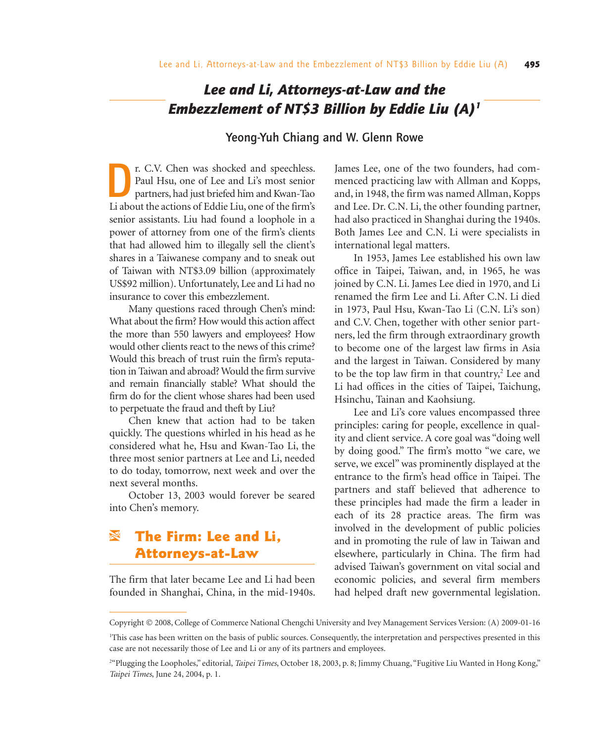# Lee and Li, Attorneys-at-Law and the Embezzlement of NT$3 Billion by Eddie Liu (A)[1]

**Yeong-Yuh Chiang and W. Glenn Rowe**

Dr. C.V. Chen was shocked and speechless. Paul Hsu, one of Lee and Li's most senior partners, had just briefed him and Kwan-Tao Li about the actions of Eddie Liu, one of the firm's senior assistants. Liu had found a loophole in a power of attorney from one of the firm's clients that had allowed him to illegally sell the client's shares in a Taiwanese company and to sneak out of Taiwan with NT$3.09 billion (approximately US$92 million). Unfortunately, Lee and Li had no insurance to cover this embezzlement.

Many questions raced through Chen's mind: What about the firm? How would this action affect the more than 550 lawyers and employees? How would other clients react to the news of this crime? Would this breach of trust ruin the firm's reputation in Taiwan and abroad? Would the firm survive and remain financially stable? What should the firm do for the client whose shares had been used to perpetuate the fraud and theft by Liu?

Chen knew that action had to be taken quickly. The questions whirled in his head as he considered what he, Hsu and Kwan-Tao Li, the three most senior partners at Lee and Li, needed to do today, tomorrow, next week and over the next several months.

October 13, 2003 would forever be seared into Chen's memory.

## The Firm: Lee and Li, Attorneys-at-Law

The firm that later became Lee and Li had been founded in Shanghai, China, in the mid-1940s. James Lee, one of the two founders, had commenced practicing law with Allman and Kopps, and, in 1948, the firm was named Allman, Kopps and Lee. Dr. C.N. Li, the other founding partner, had also practiced in Shanghai during the 1940s. Both James Lee and C.N. Li were specialists in international legal matters.

In 1953, James Lee established his own law office in Taipei, Taiwan, and, in 1965, he was joined by C.N. Li. James Lee died in 1970, and Li renamed the firm Lee and Li. After C.N. Li died in 1973, Paul Hsu, Kwan-Tao Li (C.N. Li's son) and C.V. Chen, together with other senior partners, led the firm through extraordinary growth to become one of the largest law firms in Asia and the largest in Taiwan. Considered by many to be the top law firm in that country,[2] Lee and Li had offices in the cities of Taipei, Taichung, Hsinchu, Tainan and Kaohsiung.

Lee and Li's core values encompassed three principles: caring for people, excellence in quality and client service. A core goal was "doing well by doing good." The firm's motto "we care, we serve, we excel" was prominently displayed at the entrance to the firm's head office in Taipei. The partners and staff believed that adherence to these principles had made the firm a leader in each of its 28 practice areas. The firm was involved in the development of public policies and in promoting the rule of law in Taiwan and elsewhere, particularly in China. The firm had advised Taiwan's government on vital social and economic policies, and several firm members had helped draft new governmental legislation.

---

Copyright © 2008, College of Commerce National Chengchi University and Ivey Management Services Version: (A) 2009-01-16

[1] This case has been written on the basis of public sources. Consequently, the interpretation and perspectives presented in this case are not necessarily those of Lee and Li or any of its partners and employees.

[2] "Plugging the Loopholes," editorial, *Taipei Times*, October 18, 2003, p. 8; Jimmy Chuang, "Fugitive Liu Wanted in Hong Kong," *Taipei Times*, June 24, 2004, p. 1.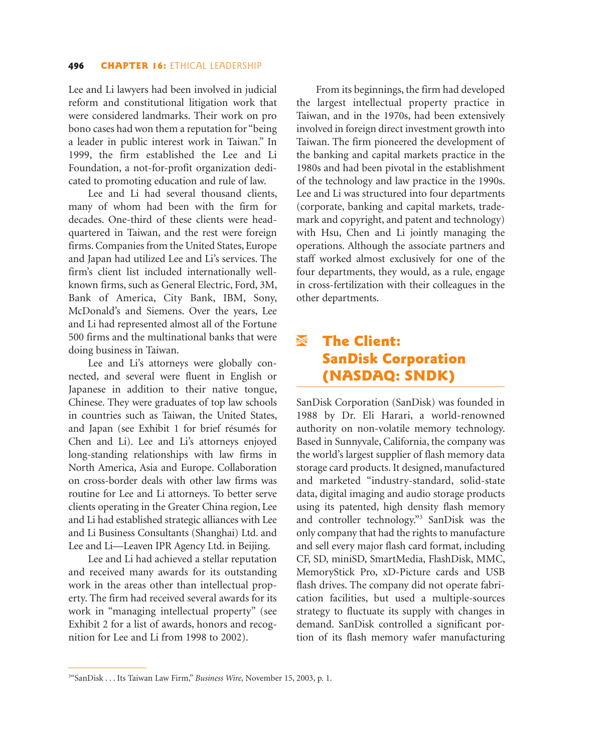Lee and Li lawyers had been involved in judicial reform and constitutional litigation work that were considered landmarks. Their work on pro bono cases had won them a reputation for "being a leader in public interest work in Taiwan." In 1999, the firm established the Lee and Li Foundation, a not-for-profit organization dedicated to promoting education and rule of law.

Lee and Li had several thousand clients, many of whom had been with the firm for decades. One-third of these clients were headquartered in Taiwan, and the rest were foreign firms. Companies from the United States, Europe and Japan had utilized Lee and Li's services. The firm's client list included internationally well-known firms, such as General Electric, Ford, 3M, Bank of America, City Bank, IBM, Sony, McDonald's and Siemens. Over the years, Lee and Li had represented almost all of the Fortune 500 firms and the multinational banks that were doing business in Taiwan.

Lee and Li's attorneys were globally connected, and several were fluent in English or Japanese in addition to their native tongue, Chinese. They were graduates of top law schools in countries such as Taiwan, the United States, and Japan (see Exhibit 1 for brief résumés for Chen and Li). Lee and Li's attorneys enjoyed long-standing relationships with law firms in North America, Asia and Europe. Collaboration on cross-border deals with other law firms was routine for Lee and Li attorneys. To better serve clients operating in the Greater China region, Lee and Li had established strategic alliances with Lee and Li Business Consultants (Shanghai) Ltd. and Lee and Li—Leaven IPR Agency Ltd. in Beijing.

Lee and Li had achieved a stellar reputation and received many awards for its outstanding work in the areas other than intellectual property. The firm had received several awards for its work in "managing intellectual property" (see Exhibit 2 for a list of awards, honors and recognition for Lee and Li from 1998 to 2002).

From its beginnings, the firm had developed the largest intellectual property practice in Taiwan, and in the 1970s, had been extensively involved in foreign direct investment growth into Taiwan. The firm pioneered the development of the banking and capital markets practice in the 1980s and had been pivotal in the establishment of the technology and law practice in the 1990s. Lee and Li was structured into four departments (corporate, banking and capital markets, trademark and copyright, and patent and technology) with Hsu, Chen and Li jointly managing the operations. Although the associate partners and staff worked almost exclusively for one of the four departments, they would, as a rule, engage in cross-fertilization with their colleagues in the other departments.

## The Client: SanDisk Corporation (NASDAQ: SNDK)

SanDisk Corporation (SanDisk) was founded in 1988 by Dr. Eli Harari, a world-renowned authority on non-volatile memory technology. Based in Sunnyvale, California, the company was the world's largest supplier of flash memory data storage card products. It designed, manufactured and marketed "industry-standard, solid-state data, digital imaging and audio storage products using its patented, high density flash memory and controller technology."[3] SanDisk was the only company that had the rights to manufacture and sell every major flash card format, including CF, SD, miniSD, SmartMedia, FlashDisk, MMC, MemoryStick Pro, xD-Picture cards and USB flash drives. The company did not operate fabrication facilities, but used a multiple-sources strategy to fluctuate its supply with changes in demand. SanDisk controlled a significant portion of its flash memory wafer manufacturing

[3] "SanDisk . . . Its Taiwan Law Firm," *Business Wire,* November 15, 2003, p. 1.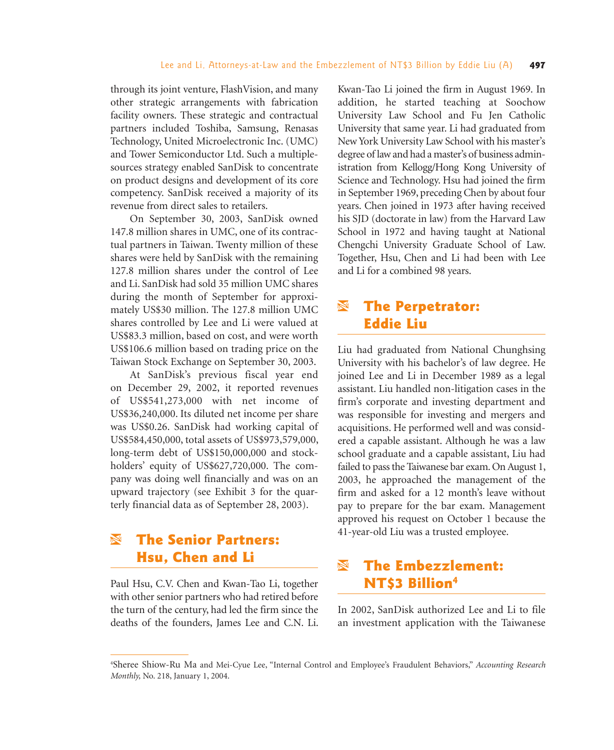through its joint venture, FlashVision, and many other strategic arrangements with fabrication facility owners. These strategic and contractual partners included Toshiba, Samsung, Renasas Technology, United Microelectronic Inc. (UMC) and Tower Semiconductor Ltd. Such a multiple-sources strategy enabled SanDisk to concentrate on product designs and development of its core competency. SanDisk received a majority of its revenue from direct sales to retailers.

On September 30, 2003, SanDisk owned 147.8 million shares in UMC, one of its contractual partners in Taiwan. Twenty million of these shares were held by SanDisk with the remaining 127.8 million shares under the control of Lee and Li. SanDisk had sold 35 million UMC shares during the month of September for approximately US$30 million. The 127.8 million UMC shares controlled by Lee and Li were valued at US$83.3 million, based on cost, and were worth US$106.6 million based on trading price on the Taiwan Stock Exchange on September 30, 2003.

At SanDisk's previous fiscal year end on December 29, 2002, it reported revenues of US$541,273,000 with net income of US$36,240,000. Its diluted net income per share was US$0.26. SanDisk had working capital of US$584,450,000, total assets of US$973,579,000, long-term debt of US$150,000,000 and stockholders' equity of US$627,720,000. The company was doing well financially and was on an upward trajectory (see Exhibit 3 for the quarterly financial data as of September 28, 2003).

## The Senior Partners: Hsu, Chen and Li

Paul Hsu, C.V. Chen and Kwan-Tao Li, together with other senior partners who had retired before the turn of the century, had led the firm since the deaths of the founders, James Lee and C.N. Li. Kwan-Tao Li joined the firm in August 1969. In addition, he started teaching at Soochow University Law School and Fu Jen Catholic University that same year. Li had graduated from New York University Law School with his master's degree of law and had a master's of business administration from Kellogg/Hong Kong University of Science and Technology. Hsu had joined the firm in September 1969, preceding Chen by about four years. Chen joined in 1973 after having received his SJD (doctorate in law) from the Harvard Law School in 1972 and having taught at National Chengchi University Graduate School of Law. Together, Hsu, Chen and Li had been with Lee and Li for a combined 98 years.

## The Perpetrator: Eddie Liu

Liu had graduated from National Chunghsing University with his bachelor's of law degree. He joined Lee and Li in December 1989 as a legal assistant. Liu handled non-litigation cases in the firm's corporate and investing department and was responsible for investing and mergers and acquisitions. He performed well and was considered a capable assistant. Although he was a law school graduate and a capable assistant, Liu had failed to pass the Taiwanese bar exam. On August 1, 2003, he approached the management of the firm and asked for a 12 month's leave without pay to prepare for the bar exam. Management approved his request on October 1 because the 41-year-old Liu was a trusted employee.

## The Embezzlement: NT$3 Billion[4]

In 2002, SanDisk authorized Lee and Li to file an investment application with the Taiwanese

[4]Sheree Shiow-Ru Ma and Mei-Cyue Lee, "Internal Control and Employee's Fraudulent Behaviors," *Accounting Research Monthly,* No. 218, January 1, 2004.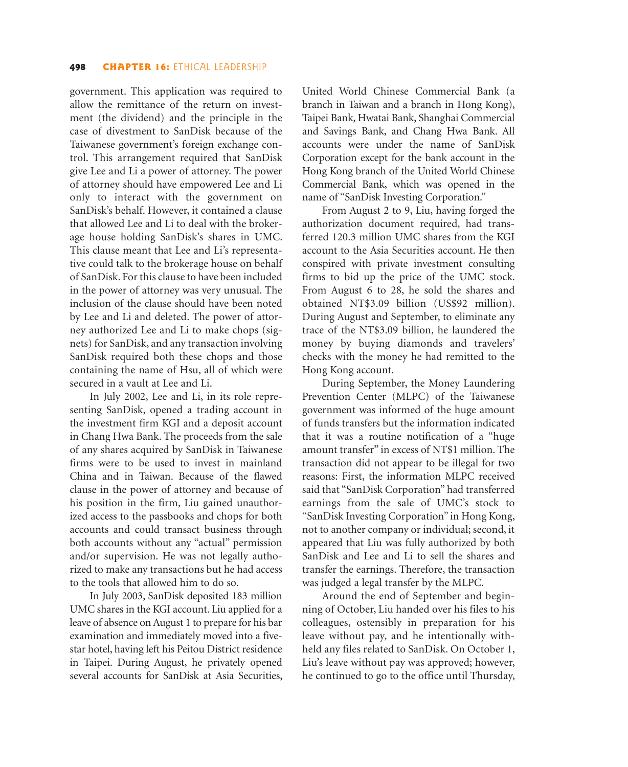government. This application was required to allow the remittance of the return on investment (the dividend) and the principle in the case of divestment to SanDisk because of the Taiwanese government's foreign exchange control. This arrangement required that SanDisk give Lee and Li a power of attorney. The power of attorney should have empowered Lee and Li only to interact with the government on SanDisk's behalf. However, it contained a clause that allowed Lee and Li to deal with the brokerage house holding SanDisk's shares in UMC. This clause meant that Lee and Li's representative could talk to the brokerage house on behalf of SanDisk. For this clause to have been included in the power of attorney was very unusual. The inclusion of the clause should have been noted by Lee and Li and deleted. The power of attorney authorized Lee and Li to make chops (signets) for SanDisk, and any transaction involving SanDisk required both these chops and those containing the name of Hsu, all of which were secured in a vault at Lee and Li.

In July 2002, Lee and Li, in its role representing SanDisk, opened a trading account in the investment firm KGI and a deposit account in Chang Hwa Bank. The proceeds from the sale of any shares acquired by SanDisk in Taiwanese firms were to be used to invest in mainland China and in Taiwan. Because of the flawed clause in the power of attorney and because of his position in the firm, Liu gained unauthorized access to the passbooks and chops for both accounts and could transact business through both accounts without any "actual" permission and/or supervision. He was not legally authorized to make any transactions but he had access to the tools that allowed him to do so.

In July 2003, SanDisk deposited 183 million UMC shares in the KGI account. Liu applied for a leave of absence on August 1 to prepare for his bar examination and immediately moved into a five-star hotel, having left his Peitou District residence in Taipei. During August, he privately opened several accounts for SanDisk at Asia Securities, United World Chinese Commercial Bank (a branch in Taiwan and a branch in Hong Kong), Taipei Bank, Hwatai Bank, Shanghai Commercial and Savings Bank, and Chang Hwa Bank. All accounts were under the name of SanDisk Corporation except for the bank account in the Hong Kong branch of the United World Chinese Commercial Bank, which was opened in the name of "SanDisk Investing Corporation."

From August 2 to 9, Liu, having forged the authorization document required, had transferred 120.3 million UMC shares from the KGI account to the Asia Securities account. He then conspired with private investment consulting firms to bid up the price of the UMC stock. From August 6 to 28, he sold the shares and obtained NT$3.09 billion (US$92 million). During August and September, to eliminate any trace of the NT$3.09 billion, he laundered the money by buying diamonds and travelers' checks with the money he had remitted to the Hong Kong account.

During September, the Money Laundering Prevention Center (MLPC) of the Taiwanese government was informed of the huge amount of funds transfers but the information indicated that it was a routine notification of a "huge amount transfer" in excess of NT$1 million. The transaction did not appear to be illegal for two reasons: First, the information MLPC received said that "SanDisk Corporation" had transferred earnings from the sale of UMC's stock to "SanDisk Investing Corporation" in Hong Kong, not to another company or individual; second, it appeared that Liu was fully authorized by both SanDisk and Lee and Li to sell the shares and transfer the earnings. Therefore, the transaction was judged a legal transfer by the MLPC.

Around the end of September and beginning of October, Liu handed over his files to his colleagues, ostensibly in preparation for his leave without pay, and he intentionally withheld any files related to SanDisk. On October 1, Liu's leave without pay was approved; however, he continued to go to the office until Thursday,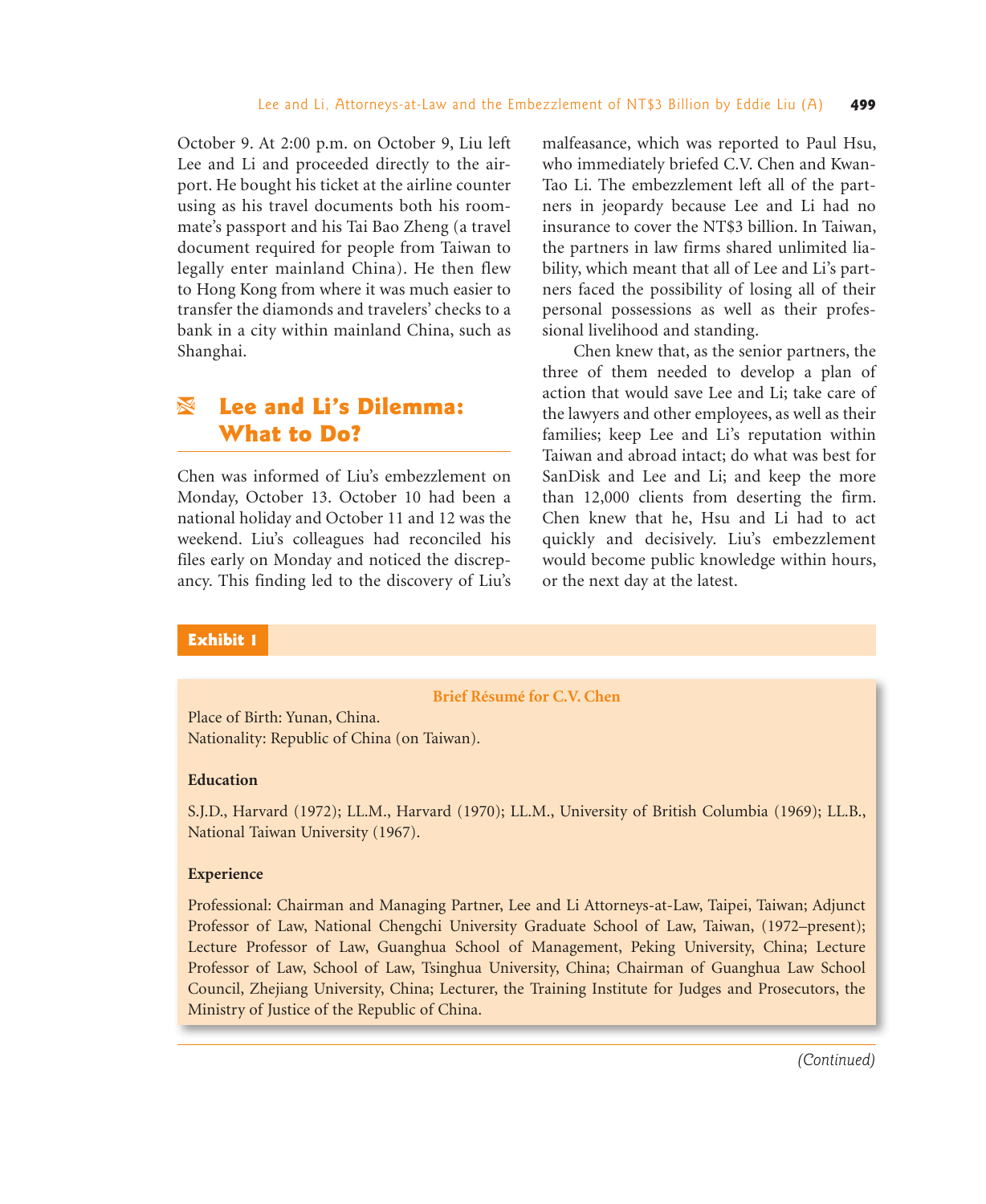October 9. At 2:00 p.m. on October 9, Liu left Lee and Li and proceeded directly to the airport. He bought his ticket at the airline counter using as his travel documents both his roommate's passport and his Tai Bao Zheng (a travel document required for people from Taiwan to legally enter mainland China). He then flew to Hong Kong from where it was much easier to transfer the diamonds and travelers' checks to a bank in a city within mainland China, such as Shanghai.

## Lee and Li's Dilemma: What to Do?

Chen was informed of Liu's embezzlement on Monday, October 13. October 10 had been a national holiday and October 11 and 12 was the weekend. Liu's colleagues had reconciled his files early on Monday and noticed the discrepancy. This finding led to the discovery of Liu's malfeasance, which was reported to Paul Hsu, who immediately briefed C.V. Chen and Kwan-Tao Li. The embezzlement left all of the partners in jeopardy because Lee and Li had no insurance to cover the NT$3 billion. In Taiwan, the partners in law firms shared unlimited liability, which meant that all of Lee and Li's partners faced the possibility of losing all of their personal possessions as well as their professional livelihood and standing.

Chen knew that, as the senior partners, the three of them needed to develop a plan of action that would save Lee and Li; take care of the lawyers and other employees, as well as their families; keep Lee and Li's reputation within Taiwan and abroad intact; do what was best for SanDisk and Lee and Li; and keep the more than 12,000 clients from deserting the firm. Chen knew that he, Hsu and Li had to act quickly and decisively. Liu's embezzlement would become public knowledge within hours, or the next day at the latest.

**Exhibit 1**

**Brief Résumé for C.V. Chen**

Place of Birth: Yunan, China.
Nationality: Republic of China (on Taiwan).

**Education**

S.J.D., Harvard (1972); LL.M., Harvard (1970); LL.M., University of British Columbia (1969); LL.B., National Taiwan University (1967).

**Experience**

Professional: Chairman and Managing Partner, Lee and Li Attorneys-at-Law, Taipei, Taiwan; Adjunct Professor of Law, National Chengchi University Graduate School of Law, Taiwan, (1972–present); Lecture Professor of Law, Guanghua School of Management, Peking University, China; Lecture Professor of Law, School of Law, Tsinghua University, China; Chairman of Guanghua Law School Council, Zhejiang University, China; Lecturer, the Training Institute for Judges and Prosecutors, the Ministry of Justice of the Republic of China.

*(Continued)*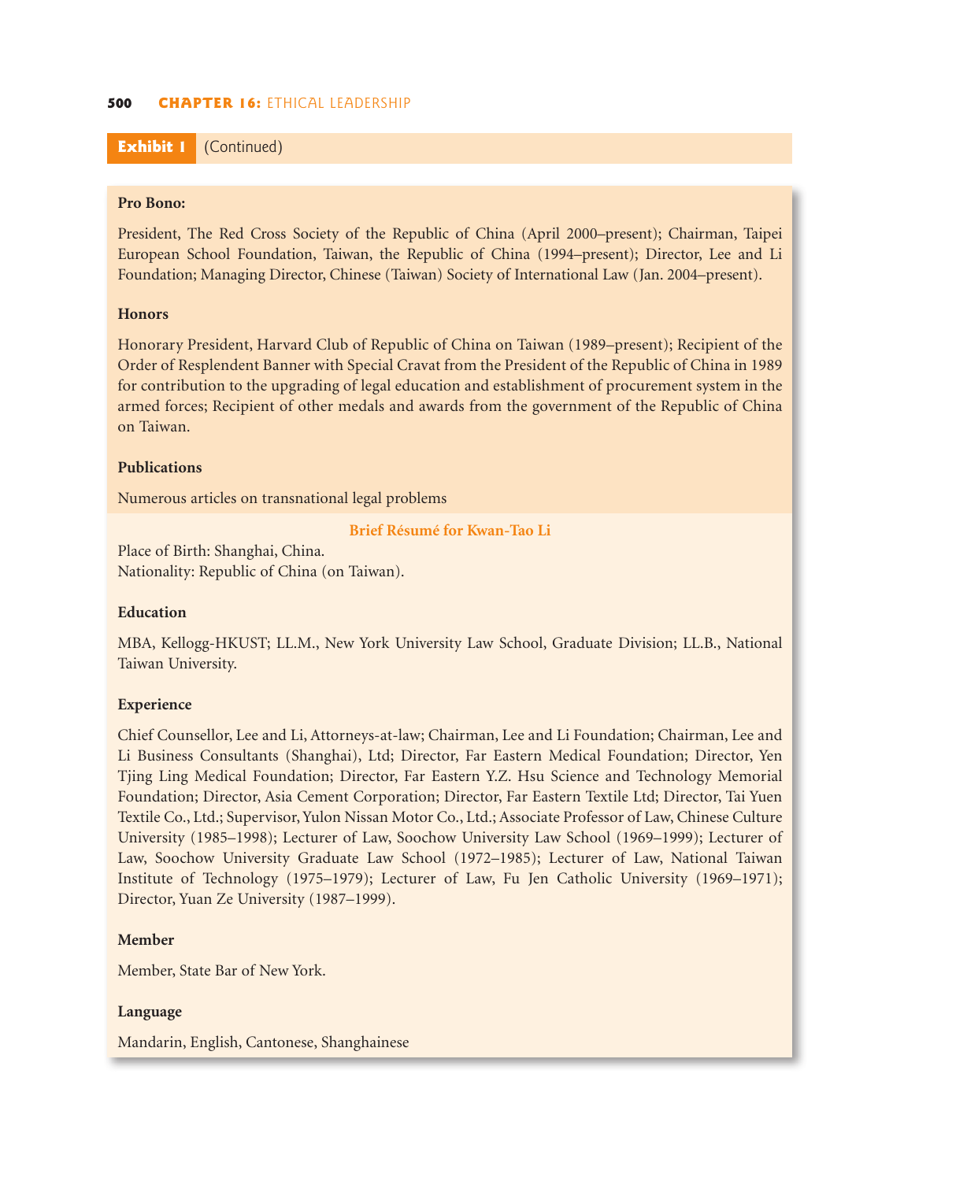**Exhibit 1** (Continued)

**Pro Bono:**

President, The Red Cross Society of the Republic of China (April 2000–present); Chairman, Taipei European School Foundation, Taiwan, the Republic of China (1994–present); Director, Lee and Li Foundation; Managing Director, Chinese (Taiwan) Society of International Law (Jan. 2004–present).

**Honors**

Honorary President, Harvard Club of Republic of China on Taiwan (1989–present); Recipient of the Order of Resplendent Banner with Special Cravat from the President of the Republic of China in 1989 for contribution to the upgrading of legal education and establishment of procurement system in the armed forces; Recipient of other medals and awards from the government of the Republic of China on Taiwan.

**Publications**

Numerous articles on transnational legal problems

### Brief Résumé for Kwan-Tao Li

Place of Birth: Shanghai, China.
Nationality: Republic of China (on Taiwan).

**Education**

MBA, Kellogg-HKUST; LL.M., New York University Law School, Graduate Division; LL.B., National Taiwan University.

**Experience**

Chief Counsellor, Lee and Li, Attorneys-at-law; Chairman, Lee and Li Foundation; Chairman, Lee and Li Business Consultants (Shanghai), Ltd; Director, Far Eastern Medical Foundation; Director, Yen Tjing Ling Medical Foundation; Director, Far Eastern Y.Z. Hsu Science and Technology Memorial Foundation; Director, Asia Cement Corporation; Director, Far Eastern Textile Ltd; Director, Tai Yuen Textile Co., Ltd.; Supervisor, Yulon Nissan Motor Co., Ltd.; Associate Professor of Law, Chinese Culture University (1985–1998); Lecturer of Law, Soochow University Law School (1969–1999); Lecturer of Law, Soochow University Graduate Law School (1972–1985); Lecturer of Law, National Taiwan Institute of Technology (1975–1979); Lecturer of Law, Fu Jen Catholic University (1969–1971); Director, Yuan Ze University (1987–1999).

**Member**

Member, State Bar of New York.

**Language**

Mandarin, English, Cantonese, Shanghainese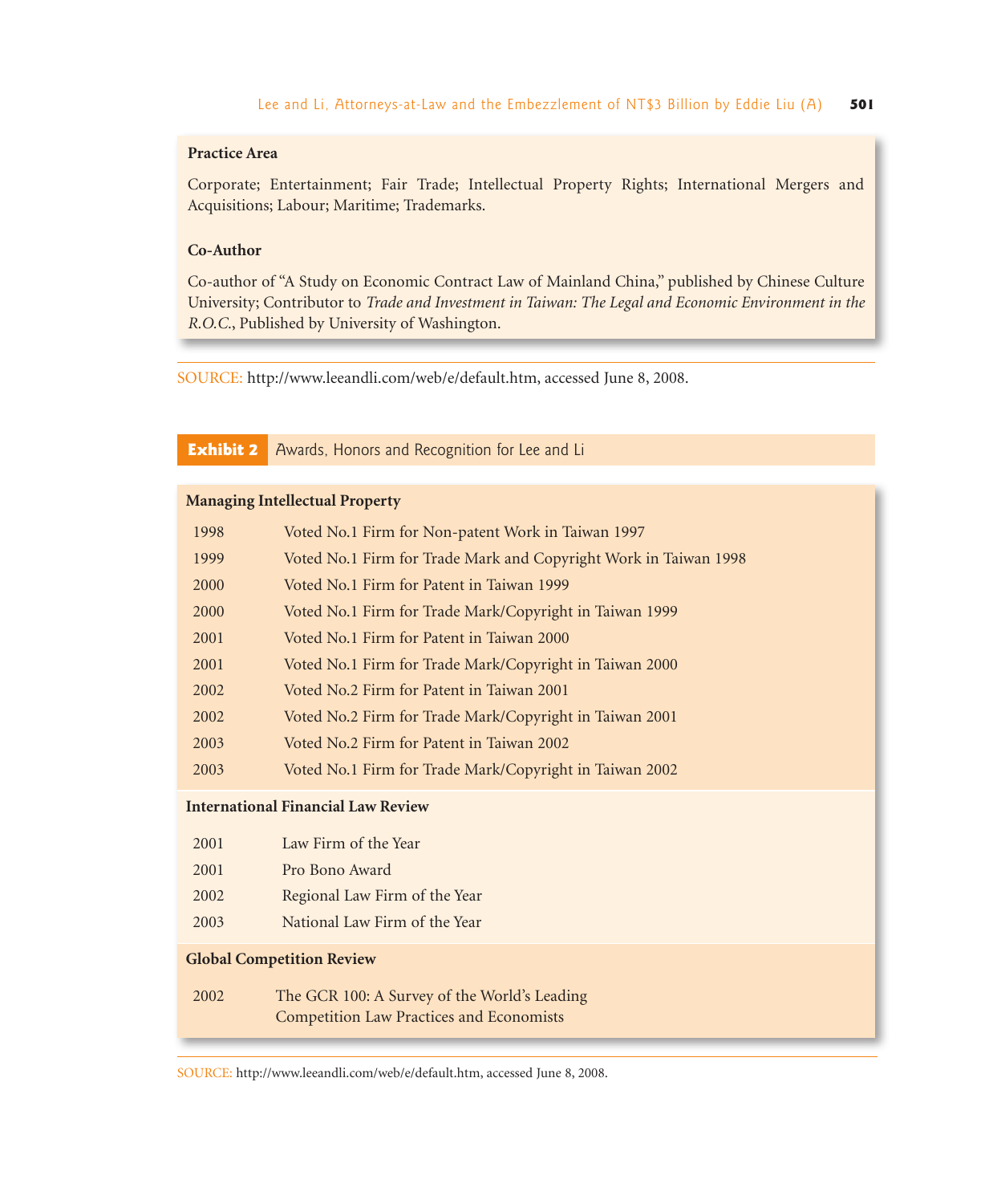**Practice Area**

Corporate; Entertainment; Fair Trade; Intellectual Property Rights; International Mergers and Acquisitions; Labour; Maritime; Trademarks.

**Co-Author**

Co-author of "A Study on Economic Contract Law of Mainland China," published by Chinese Culture University; Contributor to *Trade and Investment in Taiwan: The Legal and Economic Environment in the R.O.C.*, Published by University of Washington.

SOURCE: http://www.leeandli.com/web/e/default.htm, accessed June 8, 2008.

## Exhibit 2 Awards, Honors and Recognition for Lee and Li

**Managing Intellectual Property**

| | |
|---|---|
| 1998 | Voted No.1 Firm for Non-patent Work in Taiwan 1997 |
| 1999 | Voted No.1 Firm for Trade Mark and Copyright Work in Taiwan 1998 |
| 2000 | Voted No.1 Firm for Patent in Taiwan 1999 |
| 2000 | Voted No.1 Firm for Trade Mark/Copyright in Taiwan 1999 |
| 2001 | Voted No.1 Firm for Patent in Taiwan 2000 |
| 2001 | Voted No.1 Firm for Trade Mark/Copyright in Taiwan 2000 |
| 2002 | Voted No.2 Firm for Patent in Taiwan 2001 |
| 2002 | Voted No.2 Firm for Trade Mark/Copyright in Taiwan 2001 |
| 2003 | Voted No.2 Firm for Patent in Taiwan 2002 |
| 2003 | Voted No.1 Firm for Trade Mark/Copyright in Taiwan 2002 |

**International Financial Law Review**

| | |
|---|---|
| 2001 | Law Firm of the Year |
| 2001 | Pro Bono Award |
| 2002 | Regional Law Firm of the Year |
| 2003 | National Law Firm of the Year |

**Global Competition Review**

| | |
|---|---|
| 2002 | The GCR 100: A Survey of the World's Leading Competition Law Practices and Economists |

SOURCE: http://www.leeandli.com/web/e/default.htm, accessed June 8, 2008.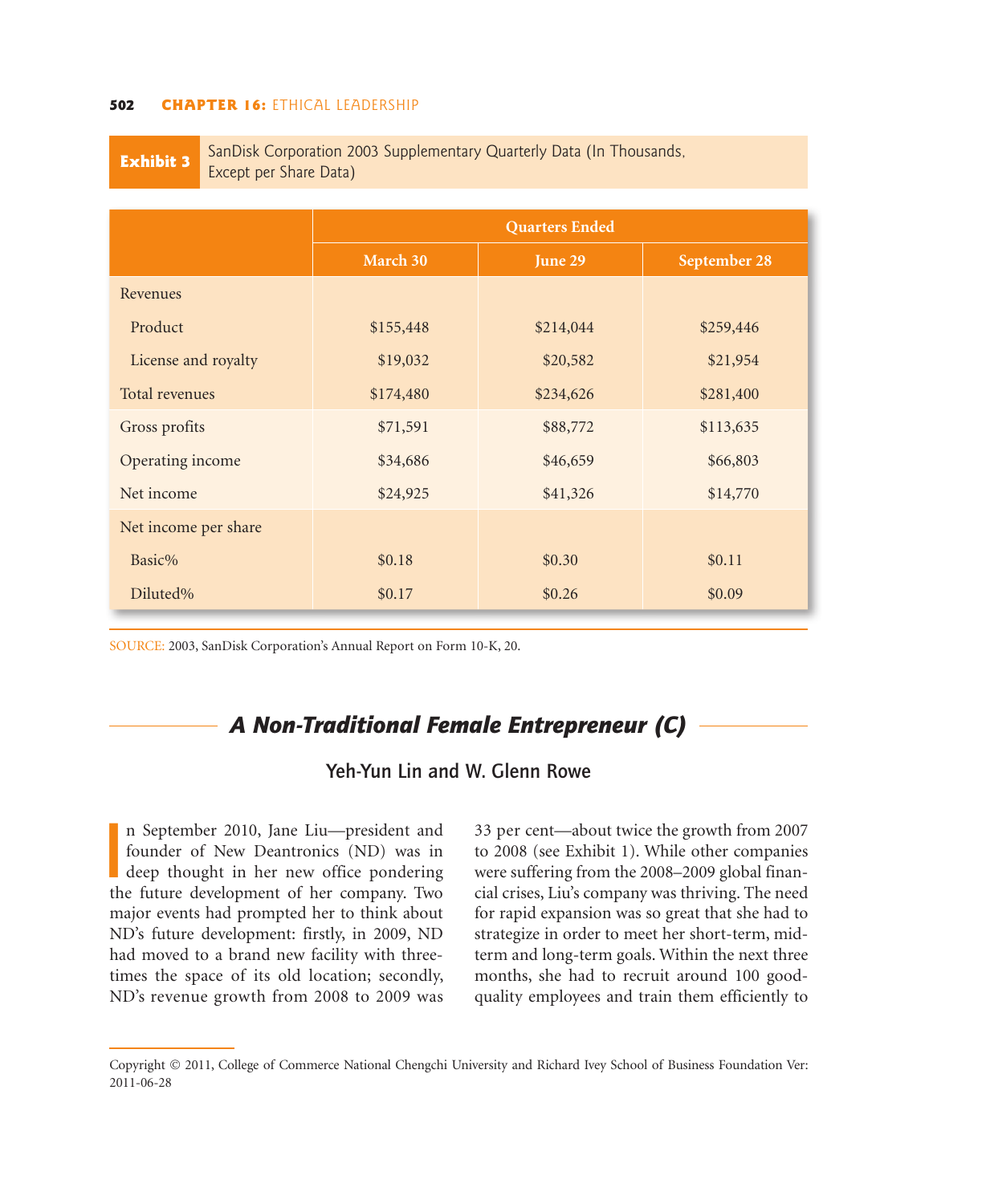**Exhibit 3** SanDisk Corporation 2003 Supplementary Quarterly Data (In Thousands, Except per Share Data)

| | Quarters Ended | | |
|---|---|---|---|
| | March 30 | June 29 | September 28 |
| Revenues | | | |
| Product | $155,448 | $214,044 | $259,446 |
| License and royalty | $19,032 | $20,582 | $21,954 |
| Total revenues | $174,480 | $234,626 | $281,400 |
| Gross profits | $71,591 | $88,772 | $113,635 |
| Operating income | $34,686 | $46,659 | $66,803 |
| Net income | $24,925 | $41,326 | $14,770 |
| Net income per share | | | |
| Basic% | $0.18 | $0.30 | $0.11 |
| Diluted% | $0.17 | $0.26 | $0.09 |

SOURCE: 2003, SanDisk Corporation's Annual Report on Form 10-K, 20.

## *A Non-Traditional Female Entrepreneur (C)*

### Yeh-Yun Lin and W. Glenn Rowe

In September 2010, Jane Liu—president and founder of New Deantronics (ND) was in deep thought in her new office pondering the future development of her company. Two major events had prompted her to think about ND's future development: firstly, in 2009, ND had moved to a brand new facility with three-times the space of its old location; secondly, ND's revenue growth from 2008 to 2009 was 33 per cent—about twice the growth from 2007 to 2008 (see Exhibit 1). While other companies were suffering from the 2008–2009 global financial crises, Liu's company was thriving. The need for rapid expansion was so great that she had to strategize in order to meet her short-term, mid-term and long-term goals. Within the next three months, she had to recruit around 100 good-quality employees and train them efficiently to

Copyright © 2011, College of Commerce National Chengchi University and Richard Ivey School of Business Foundation Ver: 2011-06-28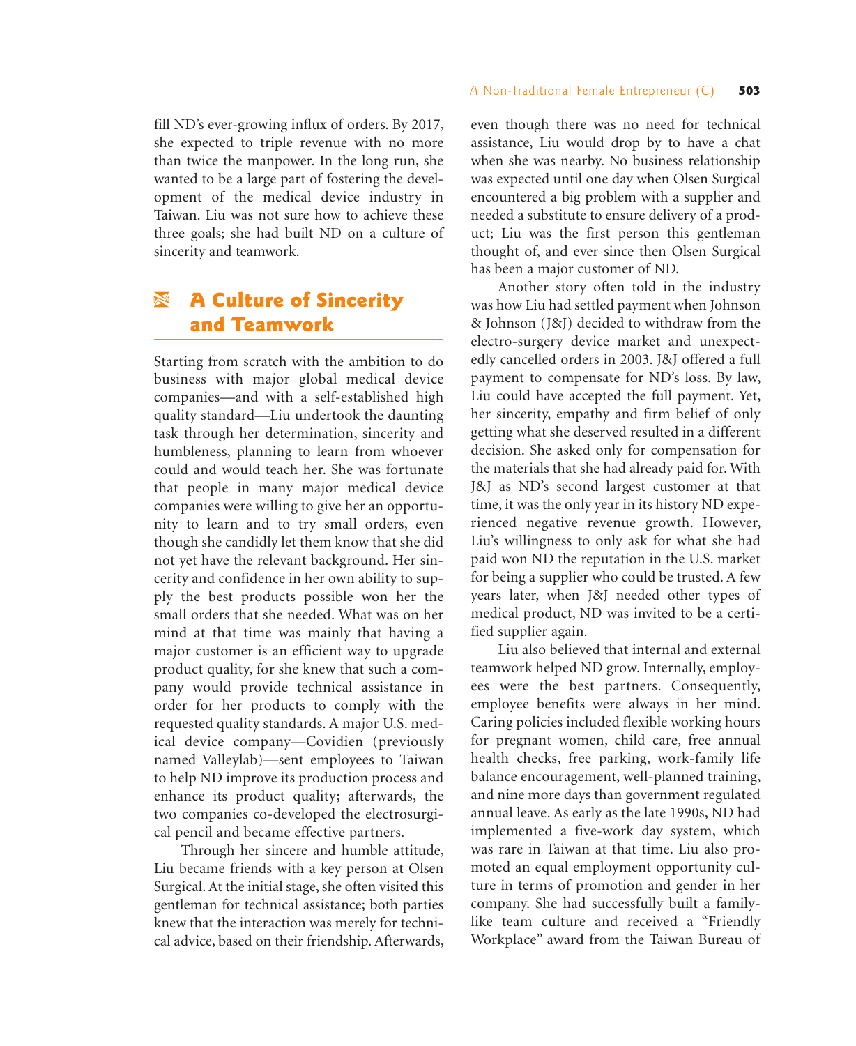fill ND's ever-growing influx of orders. By 2017, she expected to triple revenue with no more than twice the manpower. In the long run, she wanted to be a large part of fostering the development of the medical device industry in Taiwan. Liu was not sure how to achieve these three goals; she had built ND on a culture of sincerity and teamwork.

## A Culture of Sincerity and Teamwork

Starting from scratch with the ambition to do business with major global medical device companies—and with a self-established high quality standard—Liu undertook the daunting task through her determination, sincerity and humbleness, planning to learn from whoever could and would teach her. She was fortunate that people in many major medical device companies were willing to give her an opportunity to learn and to try small orders, even though she candidly let them know that she did not yet have the relevant background. Her sincerity and confidence in her own ability to supply the best products possible won her the small orders that she needed. What was on her mind at that time was mainly that having a major customer is an efficient way to upgrade product quality, for she knew that such a company would provide technical assistance in order for her products to comply with the requested quality standards. A major U.S. medical device company—Covidien (previously named Valleylab)—sent employees to Taiwan to help ND improve its production process and enhance its product quality; afterwards, the two companies co-developed the electrosurgical pencil and became effective partners.

Through her sincere and humble attitude, Liu became friends with a key person at Olsen Surgical. At the initial stage, she often visited this gentleman for technical assistance; both parties knew that the interaction was merely for technical advice, based on their friendship. Afterwards, even though there was no need for technical assistance, Liu would drop by to have a chat when she was nearby. No business relationship was expected until one day when Olsen Surgical encountered a big problem with a supplier and needed a substitute to ensure delivery of a product; Liu was the first person this gentleman thought of, and ever since then Olsen Surgical has been a major customer of ND.

Another story often told in the industry was how Liu had settled payment when Johnson & Johnson (J&J) decided to withdraw from the electro-surgery device market and unexpectedly cancelled orders in 2003. J&J offered a full payment to compensate for ND's loss. By law, Liu could have accepted the full payment. Yet, her sincerity, empathy and firm belief of only getting what she deserved resulted in a different decision. She asked only for compensation for the materials that she had already paid for. With J&J as ND's second largest customer at that time, it was the only year in its history ND experienced negative revenue growth. However, Liu's willingness to only ask for what she had paid won ND the reputation in the U.S. market for being a supplier who could be trusted. A few years later, when J&J needed other types of medical product, ND was invited to be a certified supplier again.

Liu also believed that internal and external teamwork helped ND grow. Internally, employees were the best partners. Consequently, employee benefits were always in her mind. Caring policies included flexible working hours for pregnant women, child care, free annual health checks, free parking, work-family life balance encouragement, well-planned training, and nine more days than government regulated annual leave. As early as the late 1990s, ND had implemented a five-work day system, which was rare in Taiwan at that time. Liu also promoted an equal employment opportunity culture in terms of promotion and gender in her company. She had successfully built a family-like team culture and received a "Friendly Workplace" award from the Taiwan Bureau of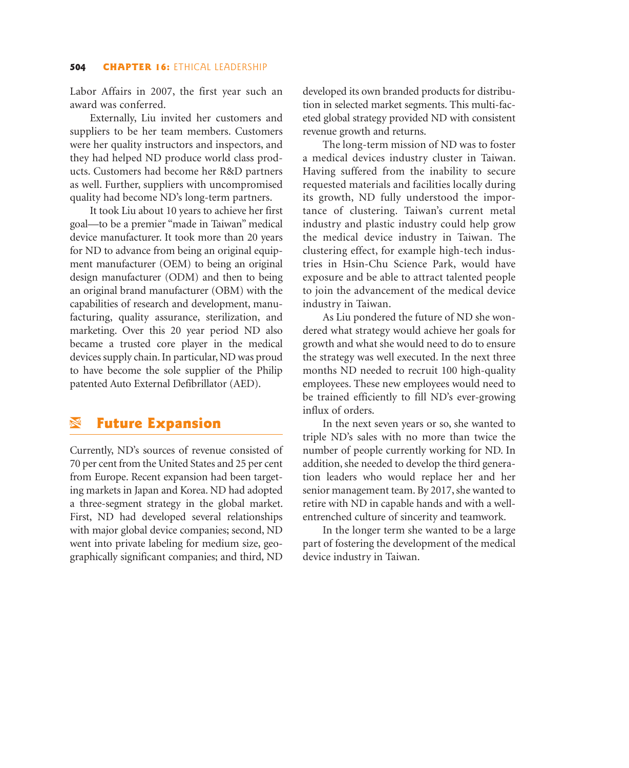Labor Affairs in 2007, the first year such an award was conferred.

Externally, Liu invited her customers and suppliers to be her team members. Customers were her quality instructors and inspectors, and they had helped ND produce world class products. Customers had become her R&D partners as well. Further, suppliers with uncompromised quality had become ND's long-term partners.

It took Liu about 10 years to achieve her first goal—to be a premier "made in Taiwan" medical device manufacturer. It took more than 20 years for ND to advance from being an original equipment manufacturer (OEM) to being an original design manufacturer (ODM) and then to being an original brand manufacturer (OBM) with the capabilities of research and development, manufacturing, quality assurance, sterilization, and marketing. Over this 20 year period ND also became a trusted core player in the medical devices supply chain. In particular, ND was proud to have become the sole supplier of the Philip patented Auto External Defibrillator (AED).

## Future Expansion

Currently, ND's sources of revenue consisted of 70 per cent from the United States and 25 per cent from Europe. Recent expansion had been targeting markets in Japan and Korea. ND had adopted a three-segment strategy in the global market. First, ND had developed several relationships with major global device companies; second, ND went into private labeling for medium size, geographically significant companies; and third, ND developed its own branded products for distribution in selected market segments. This multi-faceted global strategy provided ND with consistent revenue growth and returns.

The long-term mission of ND was to foster a medical devices industry cluster in Taiwan. Having suffered from the inability to secure requested materials and facilities locally during its growth, ND fully understood the importance of clustering. Taiwan's current metal industry and plastic industry could help grow the medical device industry in Taiwan. The clustering effect, for example high-tech industries in Hsin-Chu Science Park, would have exposure and be able to attract talented people to join the advancement of the medical device industry in Taiwan.

As Liu pondered the future of ND she wondered what strategy would achieve her goals for growth and what she would need to do to ensure the strategy was well executed. In the next three months ND needed to recruit 100 high-quality employees. These new employees would need to be trained efficiently to fill ND's ever-growing influx of orders.

In the next seven years or so, she wanted to triple ND's sales with no more than twice the number of people currently working for ND. In addition, she needed to develop the third generation leaders who would replace her and her senior management team. By 2017, she wanted to retire with ND in capable hands and with a well-entrenched culture of sincerity and teamwork.

In the longer term she wanted to be a large part of fostering the development of the medical device industry in Taiwan.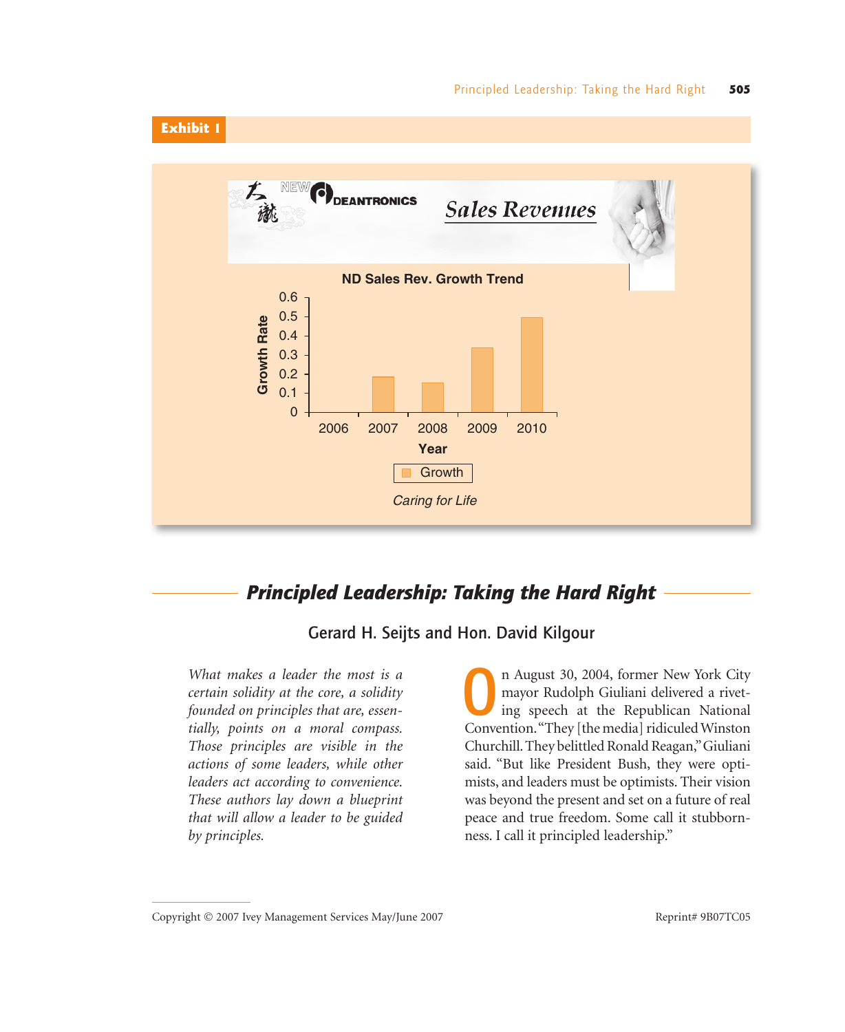**Exhibit 1**

NEW DEANTRONICS

*Sales Revenues*

ND Sales Rev. Growth Trend

| Year | Growth Rate |
|---|---|
| 2006 | 0 |
| 2007 | 0.19 |
| 2008 | 0.16 |
| 2009 | 0.34 |
| 2010 | 0.50 |

*Caring for Life*

## *Principled Leadership: Taking the Hard Right*

**Gerard H. Seijts and Hon. David Kilgour**

*What makes a leader the most is a certain solidity at the core, a solidity founded on principles that are, essentially, points on a moral compass. Those principles are visible in the actions of some leaders, while other leaders act according to convenience. These authors lay down a blueprint that will allow a leader to be guided by principles.*

On August 30, 2004, former New York City mayor Rudolph Giuliani delivered a riveting speech at the Republican National Convention. "They [the media] ridiculed Winston Churchill. They belittled Ronald Reagan," Giuliani said. "But like President Bush, they were optimists, and leaders must be optimists. Their vision was beyond the present and set on a future of real peace and true freedom. Some call it stubbornness. I call it principled leadership."

Copyright © 2007 Ivey Management Services May/June 2007

Reprint# 9B07TC05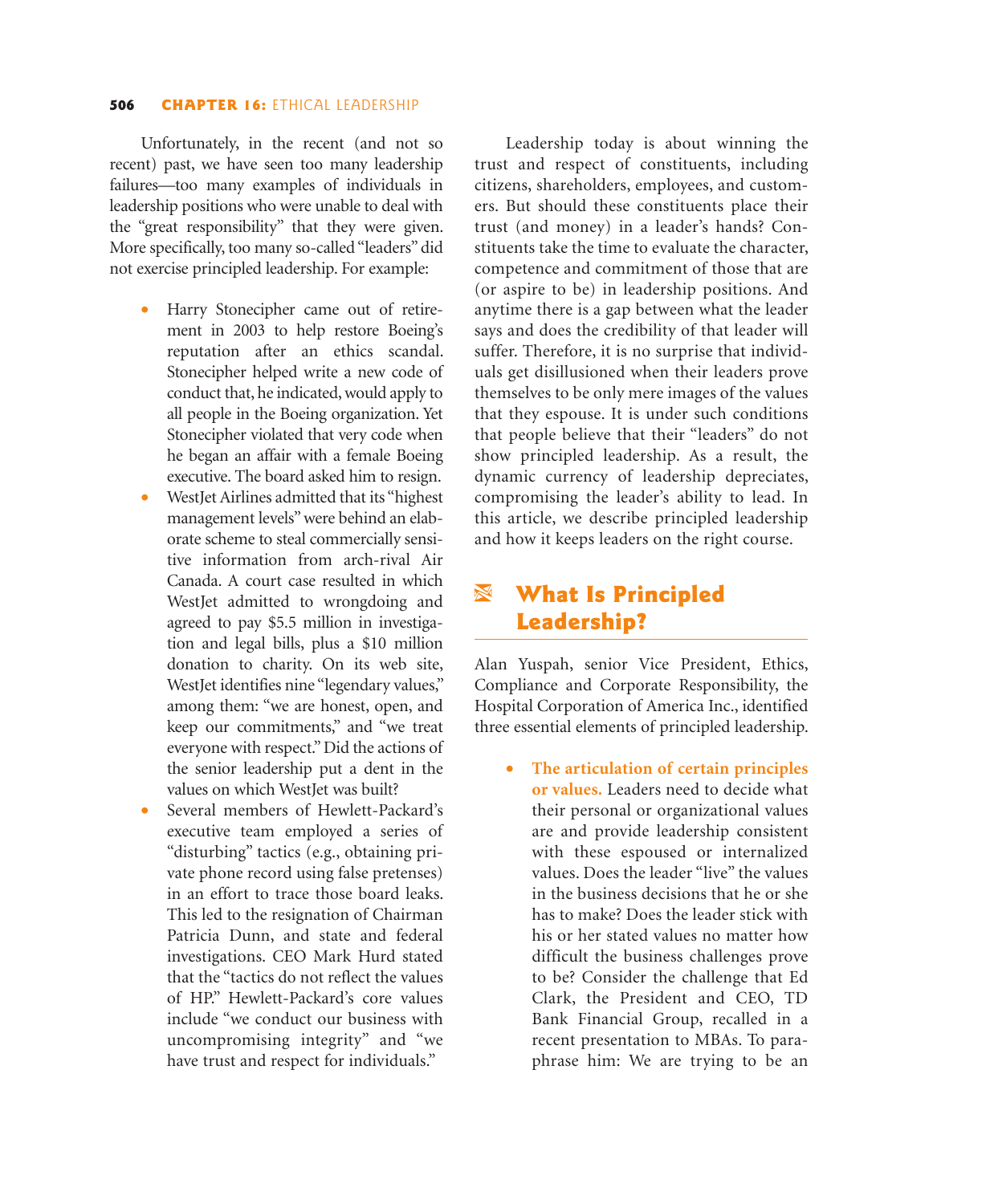Unfortunately, in the recent (and not so recent) past, we have seen too many leadership failures—too many examples of individuals in leadership positions who were unable to deal with the "great responsibility" that they were given. More specifically, too many so-called "leaders" did not exercise principled leadership. For example:

- Harry Stonecipher came out of retirement in 2003 to help restore Boeing's reputation after an ethics scandal. Stonecipher helped write a new code of conduct that, he indicated, would apply to all people in the Boeing organization. Yet Stonecipher violated that very code when he began an affair with a female Boeing executive. The board asked him to resign.
- WestJet Airlines admitted that its "highest management levels" were behind an elaborate scheme to steal commercially sensitive information from arch-rival Air Canada. A court case resulted in which WestJet admitted to wrongdoing and agreed to pay $5.5 million in investigation and legal bills, plus a $10 million donation to charity. On its web site, WestJet identifies nine "legendary values," among them: "we are honest, open, and keep our commitments," and "we treat everyone with respect." Did the actions of the senior leadership put a dent in the values on which WestJet was built?
- Several members of Hewlett-Packard's executive team employed a series of "disturbing" tactics (e.g., obtaining private phone record using false pretenses) in an effort to trace those board leaks. This led to the resignation of Chairman Patricia Dunn, and state and federal investigations. CEO Mark Hurd stated that the "tactics do not reflect the values of HP." Hewlett-Packard's core values include "we conduct our business with uncompromising integrity" and "we have trust and respect for individuals."

Leadership today is about winning the trust and respect of constituents, including citizens, shareholders, employees, and customers. But should these constituents place their trust (and money) in a leader's hands? Constituents take the time to evaluate the character, competence and commitment of those that are (or aspire to be) in leadership positions. And anytime there is a gap between what the leader says and does the credibility of that leader will suffer. Therefore, it is no surprise that individuals get disillusioned when their leaders prove themselves to be only mere images of the values that they espouse. It is under such conditions that people believe that their "leaders" do not show principled leadership. As a result, the dynamic currency of leadership depreciates, compromising the leader's ability to lead. In this article, we describe principled leadership and how it keeps leaders on the right course.

## What Is Principled Leadership?

Alan Yuspah, senior Vice President, Ethics, Compliance and Corporate Responsibility, the Hospital Corporation of America Inc., identified three essential elements of principled leadership.

- **The articulation of certain principles or values.** Leaders need to decide what their personal or organizational values are and provide leadership consistent with these espoused or internalized values. Does the leader "live" the values in the business decisions that he or she has to make? Does the leader stick with his or her stated values no matter how difficult the business challenges prove to be? Consider the challenge that Ed Clark, the President and CEO, TD Bank Financial Group, recalled in a recent presentation to MBAs. To paraphrase him: We are trying to be an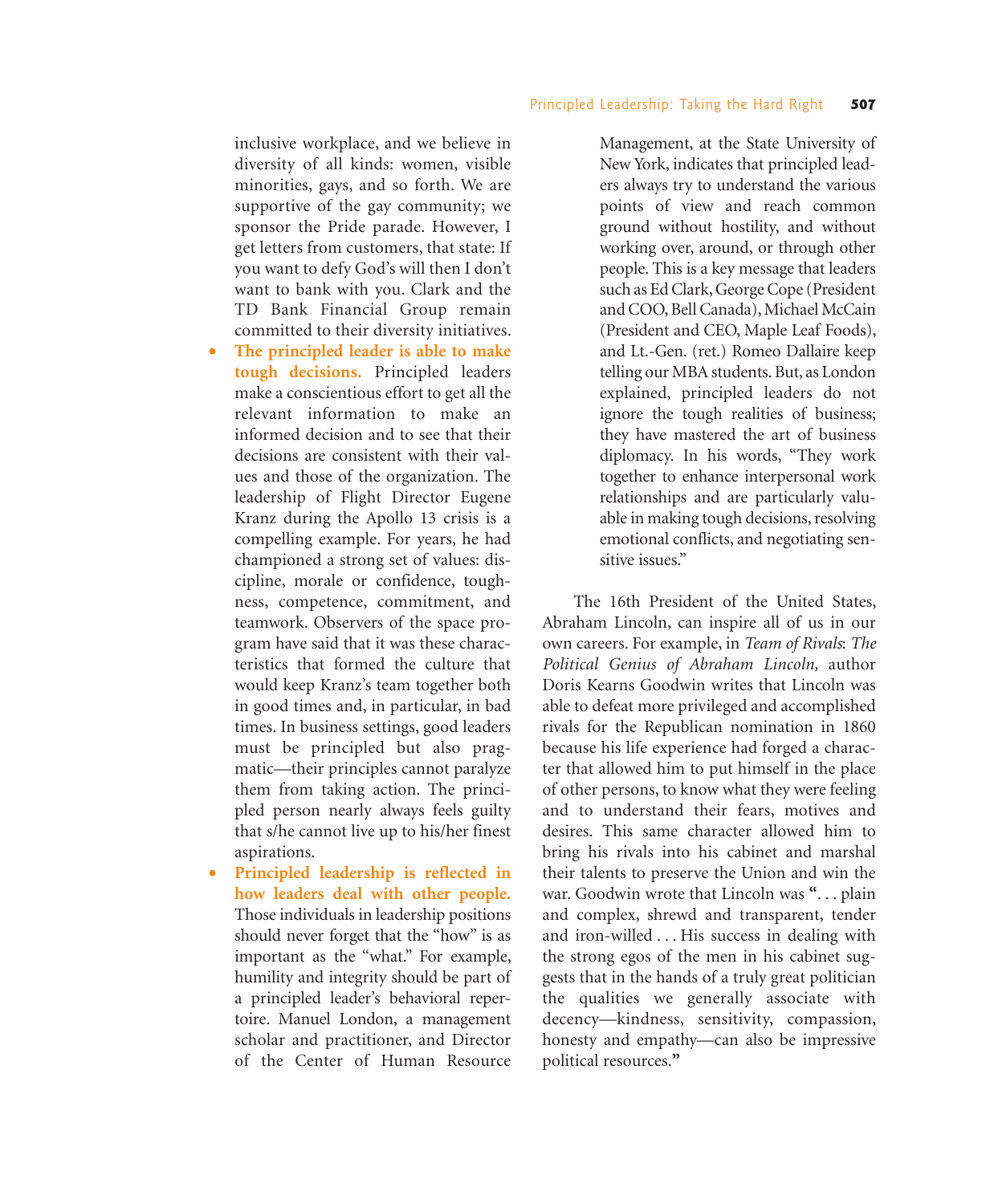inclusive workplace, and we believe in diversity of all kinds: women, visible minorities, gays, and so forth. We are supportive of the gay community; we sponsor the Pride parade. However, I get letters from customers, that state: If you want to defy God's will then I don't want to bank with you. Clark and the TD Bank Financial Group remain committed to their diversity initiatives.

- **The principled leader is able to make tough decisions.** Principled leaders make a conscientious effort to get all the relevant information to make an informed decision and to see that their decisions are consistent with their values and those of the organization. The leadership of Flight Director Eugene Kranz during the Apollo 13 crisis is a compelling example. For years, he had championed a strong set of values: discipline, morale or confidence, toughness, competence, commitment, and teamwork. Observers of the space program have said that it was these characteristics that formed the culture that would keep Kranz's team together both in good times and, in particular, in bad times. In business settings, good leaders must be principled but also pragmatic—their principles cannot paralyze them from taking action. The principled person nearly always feels guilty that s/he cannot live up to his/her finest aspirations.
- **Principled leadership is reflected in how leaders deal with other people.** Those individuals in leadership positions should never forget that the "how" is as important as the "what." For example, humility and integrity should be part of a principled leader's behavioral repertoire. Manuel London, a management scholar and practitioner, and Director of the Center of Human Resource Management, at the State University of New York, indicates that principled leaders always try to understand the various points of view and reach common ground without hostility, and without working over, around, or through other people. This is a key message that leaders such as Ed Clark, George Cope (President and COO, Bell Canada), Michael McCain (President and CEO, Maple Leaf Foods), and Lt.-Gen. (ret.) Romeo Dallaire keep telling our MBA students. But, as London explained, principled leaders do not ignore the tough realities of business; they have mastered the art of business diplomacy. In his words, "They work together to enhance interpersonal work relationships and are particularly valuable in making tough decisions, resolving emotional conflicts, and negotiating sensitive issues."

The 16th President of the United States, Abraham Lincoln, can inspire all of us in our own careers. For example, in *Team of Rivals*: *The Political Genius of Abraham Lincoln,* author Doris Kearns Goodwin writes that Lincoln was able to defeat more privileged and accomplished rivals for the Republican nomination in 1860 because his life experience had forged a character that allowed him to put himself in the place of other persons, to know what they were feeling and to understand their fears, motives and desires. This same character allowed him to bring his rivals into his cabinet and marshal their talents to preserve the Union and win the war. Goodwin wrote that Lincoln was **"**. . . plain and complex, shrewd and transparent, tender and iron-willed . . . His success in dealing with the strong egos of the men in his cabinet suggests that in the hands of a truly great politician the qualities we generally associate with decency—kindness, sensitivity, compassion, honesty and empathy—can also be impressive political resources.**"**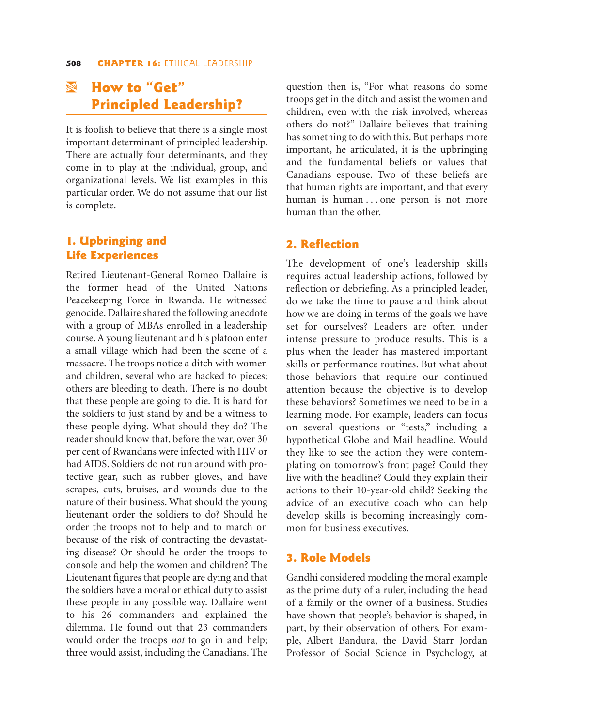## How to "Get" Principled Leadership?

It is foolish to believe that there is a single most important determinant of principled leadership. There are actually four determinants, and they come in to play at the individual, group, and organizational levels. We list examples in this particular order. We do not assume that our list is complete.

### 1. Upbringing and Life Experiences

Retired Lieutenant-General Romeo Dallaire is the former head of the United Nations Peacekeeping Force in Rwanda. He witnessed genocide. Dallaire shared the following anecdote with a group of MBAs enrolled in a leadership course. A young lieutenant and his platoon enter a small village which had been the scene of a massacre. The troops notice a ditch with women and children, several who are hacked to pieces; others are bleeding to death. There is no doubt that these people are going to die. It is hard for the soldiers to just stand by and be a witness to these people dying. What should they do? The reader should know that, before the war, over 30 per cent of Rwandans were infected with HIV or had AIDS. Soldiers do not run around with protective gear, such as rubber gloves, and have scrapes, cuts, bruises, and wounds due to the nature of their business. What should the young lieutenant order the soldiers to do? Should he order the troops not to help and to march on because of the risk of contracting the devastating disease? Or should he order the troops to console and help the women and children? The Lieutenant figures that people are dying and that the soldiers have a moral or ethical duty to assist these people in any possible way. Dallaire went to his 26 commanders and explained the dilemma. He found out that 23 commanders would order the troops *not* to go in and help; three would assist, including the Canadians. The question then is, "For what reasons do some troops get in the ditch and assist the women and children, even with the risk involved, whereas others do not?" Dallaire believes that training has something to do with this. But perhaps more important, he articulated, it is the upbringing and the fundamental beliefs or values that Canadians espouse. Two of these beliefs are that human rights are important, and that every human is human . . . one person is not more human than the other.

### 2. Reflection

The development of one's leadership skills requires actual leadership actions, followed by reflection or debriefing. As a principled leader, do we take the time to pause and think about how we are doing in terms of the goals we have set for ourselves? Leaders are often under intense pressure to produce results. This is a plus when the leader has mastered important skills or performance routines. But what about those behaviors that require our continued attention because the objective is to develop these behaviors? Sometimes we need to be in a learning mode. For example, leaders can focus on several questions or "tests," including a hypothetical Globe and Mail headline. Would they like to see the action they were contemplating on tomorrow's front page? Could they live with the headline? Could they explain their actions to their 10-year-old child? Seeking the advice of an executive coach who can help develop skills is becoming increasingly common for business executives.

### 3. Role Models

Gandhi considered modeling the moral example as the prime duty of a ruler, including the head of a family or the owner of a business. Studies have shown that people's behavior is shaped, in part, by their observation of others. For example, Albert Bandura, the David Starr Jordan Professor of Social Science in Psychology, at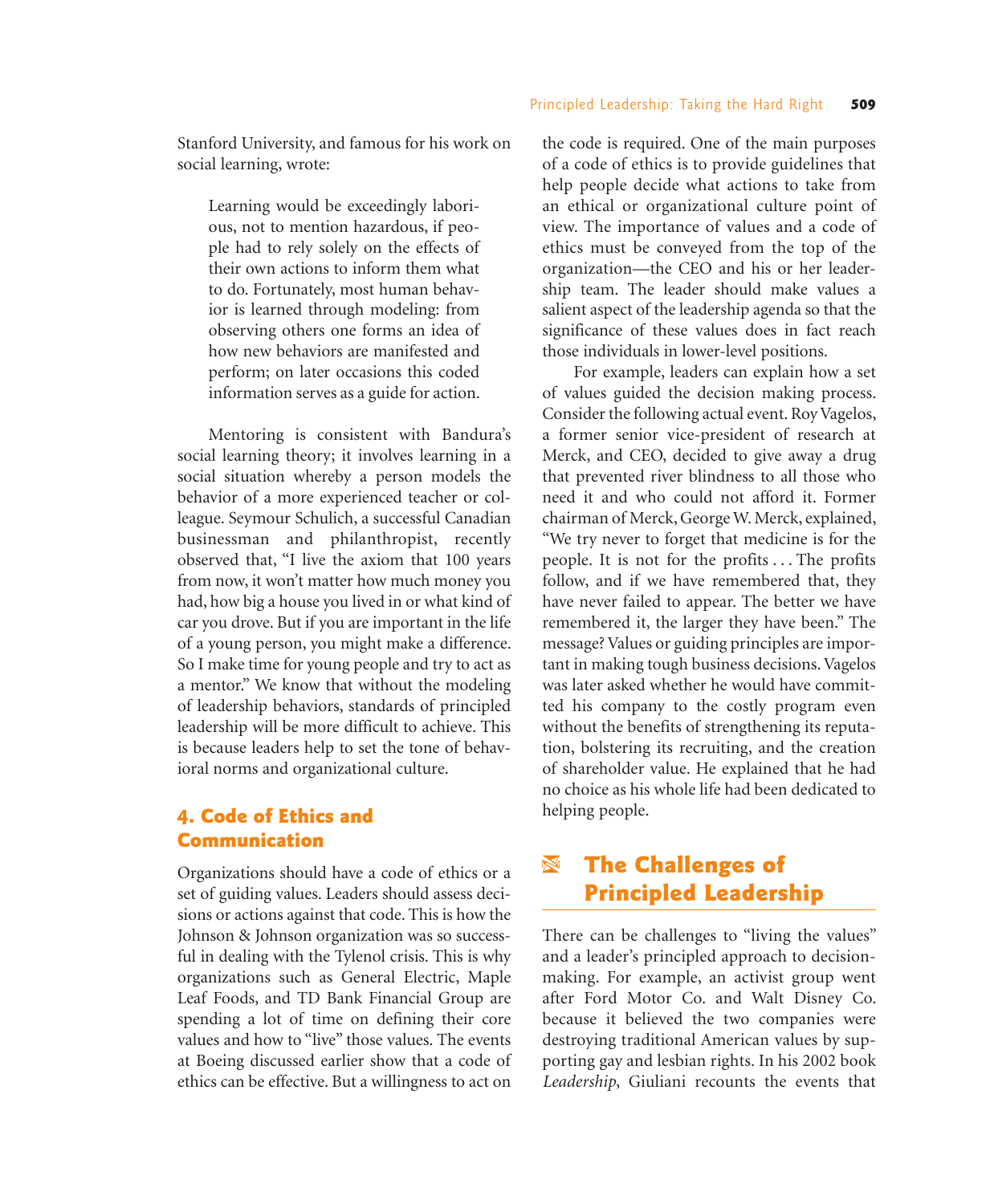Stanford University, and famous for his work on social learning, wrote:

> Learning would be exceedingly laborious, not to mention hazardous, if people had to rely solely on the effects of their own actions to inform them what to do. Fortunately, most human behavior is learned through modeling: from observing others one forms an idea of how new behaviors are manifested and perform; on later occasions this coded information serves as a guide for action.

Mentoring is consistent with Bandura's social learning theory; it involves learning in a social situation whereby a person models the behavior of a more experienced teacher or colleague. Seymour Schulich, a successful Canadian businessman and philanthropist, recently observed that, "I live the axiom that 100 years from now, it won't matter how much money you had, how big a house you lived in or what kind of car you drove. But if you are important in the life of a young person, you might make a difference. So I make time for young people and try to act as a mentor." We know that without the modeling of leadership behaviors, standards of principled leadership will be more difficult to achieve. This is because leaders help to set the tone of behavioral norms and organizational culture.

### 4. Code of Ethics and Communication

Organizations should have a code of ethics or a set of guiding values. Leaders should assess decisions or actions against that code. This is how the Johnson & Johnson organization was so successful in dealing with the Tylenol crisis. This is why organizations such as General Electric, Maple Leaf Foods, and TD Bank Financial Group are spending a lot of time on defining their core values and how to "live" those values. The events at Boeing discussed earlier show that a code of ethics can be effective. But a willingness to act on the code is required. One of the main purposes of a code of ethics is to provide guidelines that help people decide what actions to take from an ethical or organizational culture point of view. The importance of values and a code of ethics must be conveyed from the top of the organization—the CEO and his or her leadership team. The leader should make values a salient aspect of the leadership agenda so that the significance of these values does in fact reach those individuals in lower-level positions.

For example, leaders can explain how a set of values guided the decision making process. Consider the following actual event. Roy Vagelos, a former senior vice-president of research at Merck, and CEO, decided to give away a drug that prevented river blindness to all those who need it and who could not afford it. Former chairman of Merck, George W. Merck, explained, "We try never to forget that medicine is for the people. It is not for the profits . . . The profits follow, and if we have remembered that, they have never failed to appear. The better we have remembered it, the larger they have been." The message? Values or guiding principles are important in making tough business decisions. Vagelos was later asked whether he would have committed his company to the costly program even without the benefits of strengthening its reputation, bolstering its recruiting, and the creation of shareholder value. He explained that he had no choice as his whole life had been dedicated to helping people.

## The Challenges of Principled Leadership

There can be challenges to "living the values" and a leader's principled approach to decision-making. For example, an activist group went after Ford Motor Co. and Walt Disney Co. because it believed the two companies were destroying traditional American values by supporting gay and lesbian rights. In his 2002 book *Leadership*, Giuliani recounts the events that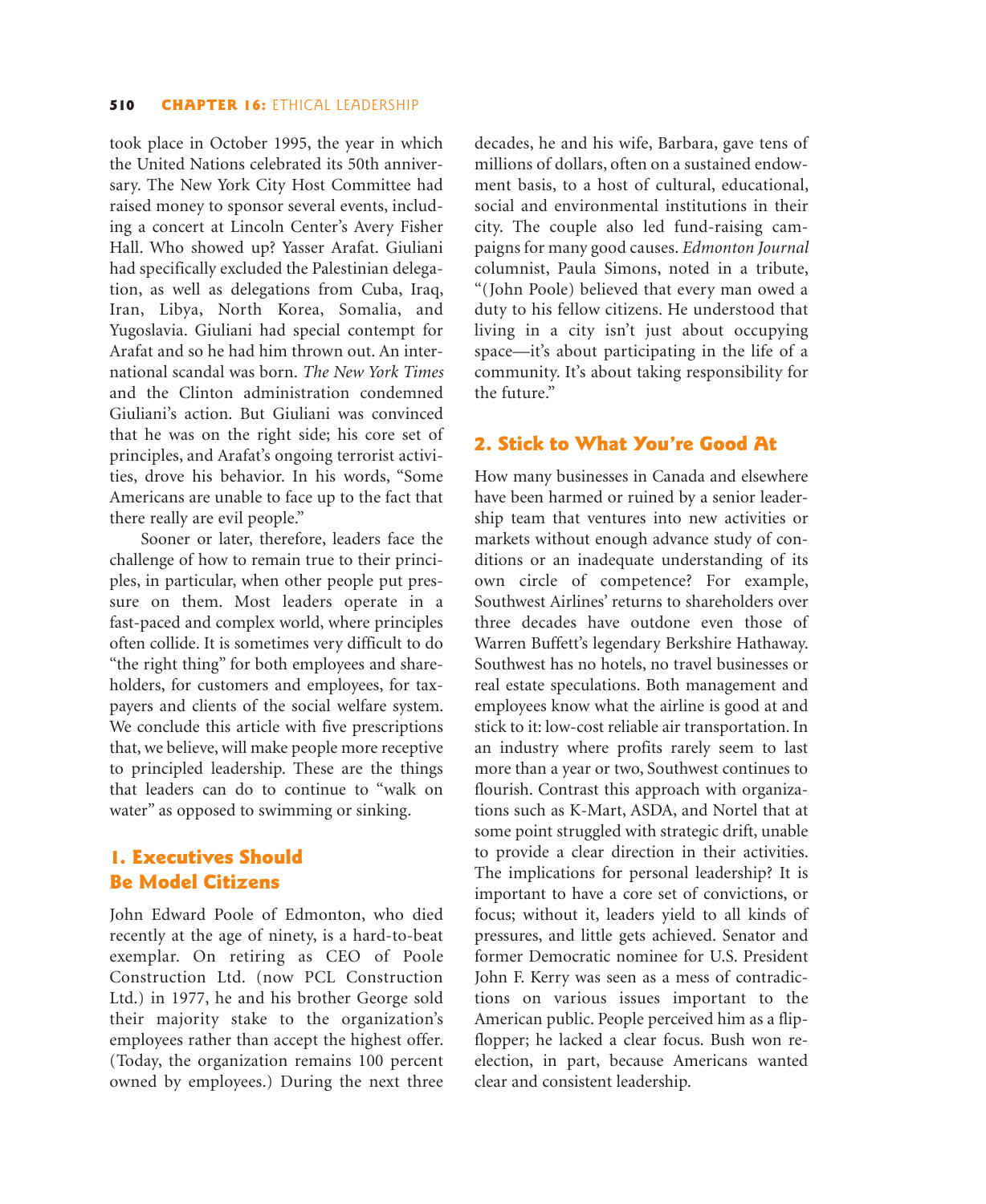took place in October 1995, the year in which the United Nations celebrated its 50th anniversary. The New York City Host Committee had raised money to sponsor several events, including a concert at Lincoln Center's Avery Fisher Hall. Who showed up? Yasser Arafat. Giuliani had specifically excluded the Palestinian delegation, as well as delegations from Cuba, Iraq, Iran, Libya, North Korea, Somalia, and Yugoslavia. Giuliani had special contempt for Arafat and so he had him thrown out. An international scandal was born. *The New York Times* and the Clinton administration condemned Giuliani's action. But Giuliani was convinced that he was on the right side; his core set of principles, and Arafat's ongoing terrorist activities, drove his behavior. In his words, "Some Americans are unable to face up to the fact that there really are evil people."

Sooner or later, therefore, leaders face the challenge of how to remain true to their principles, in particular, when other people put pressure on them. Most leaders operate in a fast-paced and complex world, where principles often collide. It is sometimes very difficult to do "the right thing" for both employees and shareholders, for customers and employees, for taxpayers and clients of the social welfare system. We conclude this article with five prescriptions that, we believe, will make people more receptive to principled leadership. These are the things that leaders can do to continue to "walk on water" as opposed to swimming or sinking.

## 1. Executives Should Be Model Citizens

John Edward Poole of Edmonton, who died recently at the age of ninety, is a hard-to-beat exemplar. On retiring as CEO of Poole Construction Ltd. (now PCL Construction Ltd.) in 1977, he and his brother George sold their majority stake to the organization's employees rather than accept the highest offer. (Today, the organization remains 100 percent owned by employees.) During the next three decades, he and his wife, Barbara, gave tens of millions of dollars, often on a sustained endowment basis, to a host of cultural, educational, social and environmental institutions in their city. The couple also led fund-raising campaigns for many good causes. *Edmonton Journal* columnist, Paula Simons, noted in a tribute, "(John Poole) believed that every man owed a duty to his fellow citizens. He understood that living in a city isn't just about occupying space—it's about participating in the life of a community. It's about taking responsibility for the future."

## 2. Stick to What You're Good At

How many businesses in Canada and elsewhere have been harmed or ruined by a senior leadership team that ventures into new activities or markets without enough advance study of conditions or an inadequate understanding of its own circle of competence? For example, Southwest Airlines' returns to shareholders over three decades have outdone even those of Warren Buffett's legendary Berkshire Hathaway. Southwest has no hotels, no travel businesses or real estate speculations. Both management and employees know what the airline is good at and stick to it: low-cost reliable air transportation. In an industry where profits rarely seem to last more than a year or two, Southwest continues to flourish. Contrast this approach with organizations such as K-Mart, ASDA, and Nortel that at some point struggled with strategic drift, unable to provide a clear direction in their activities. The implications for personal leadership? It is important to have a core set of convictions, or focus; without it, leaders yield to all kinds of pressures, and little gets achieved. Senator and former Democratic nominee for U.S. President John F. Kerry was seen as a mess of contradictions on various issues important to the American public. People perceived him as a flip-flopper; he lacked a clear focus. Bush won reelection, in part, because Americans wanted clear and consistent leadership.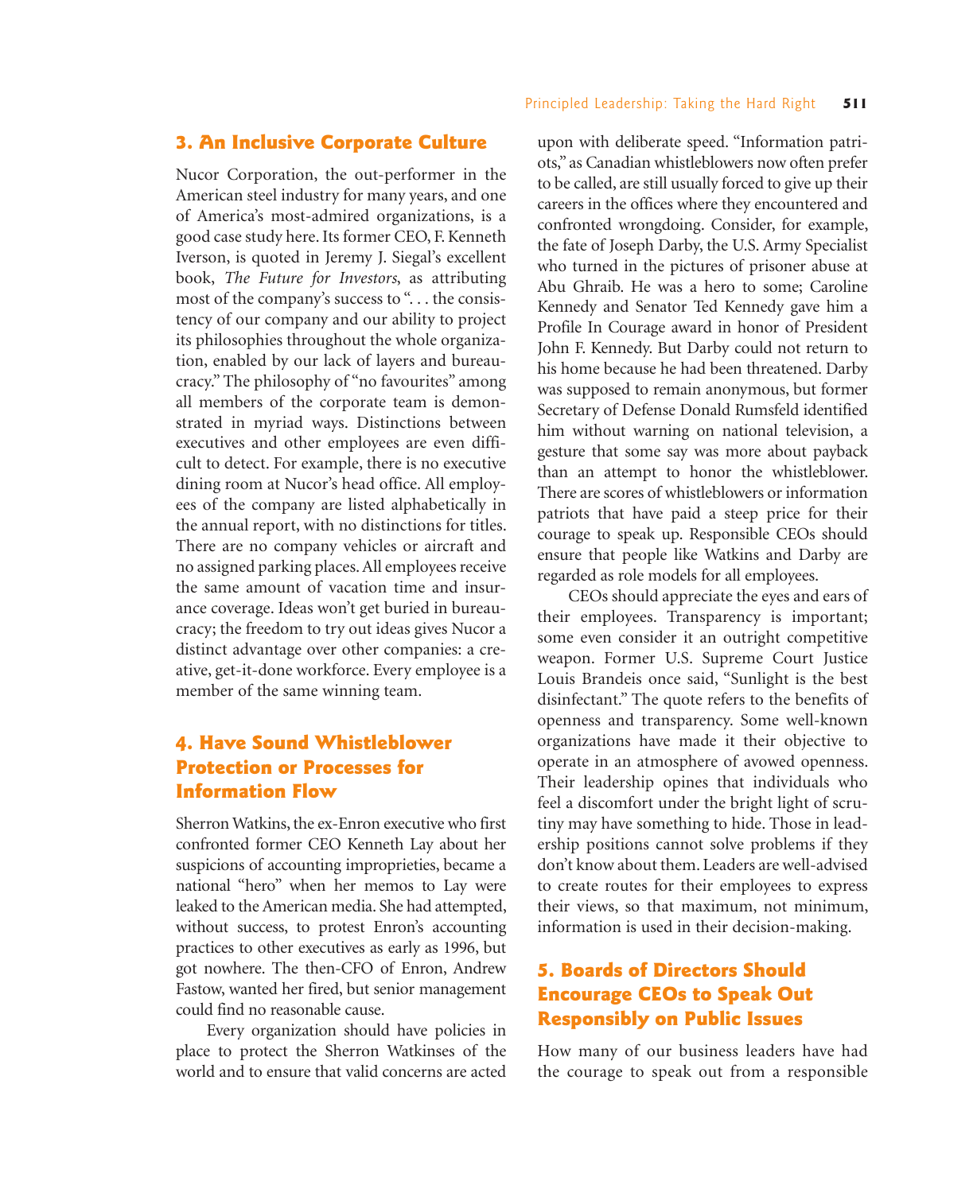## 3. An Inclusive Corporate Culture

Nucor Corporation, the out-performer in the American steel industry for many years, and one of America's most-admired organizations, is a good case study here. Its former CEO, F. Kenneth Iverson, is quoted in Jeremy J. Siegal's excellent book, *The Future for Investors,* as attributing most of the company's success to ". . . the consistency of our company and our ability to project its philosophies throughout the whole organization, enabled by our lack of layers and bureaucracy." The philosophy of "no favourites" among all members of the corporate team is demonstrated in myriad ways. Distinctions between executives and other employees are even difficult to detect. For example, there is no executive dining room at Nucor's head office. All employees of the company are listed alphabetically in the annual report, with no distinctions for titles. There are no company vehicles or aircraft and no assigned parking places. All employees receive the same amount of vacation time and insurance coverage. Ideas won't get buried in bureaucracy; the freedom to try out ideas gives Nucor a distinct advantage over other companies: a creative, get-it-done workforce. Every employee is a member of the same winning team.

## 4. Have Sound Whistleblower Protection or Processes for Information Flow

Sherron Watkins, the ex-Enron executive who first confronted former CEO Kenneth Lay about her suspicions of accounting improprieties, became a national "hero" when her memos to Lay were leaked to the American media. She had attempted, without success, to protest Enron's accounting practices to other executives as early as 1996, but got nowhere. The then-CFO of Enron, Andrew Fastow, wanted her fired, but senior management could find no reasonable cause.

Every organization should have policies in place to protect the Sherron Watkinses of the world and to ensure that valid concerns are acted upon with deliberate speed. "Information patriots," as Canadian whistleblowers now often prefer to be called, are still usually forced to give up their careers in the offices where they encountered and confronted wrongdoing. Consider, for example, the fate of Joseph Darby, the U.S. Army Specialist who turned in the pictures of prisoner abuse at Abu Ghraib. He was a hero to some; Caroline Kennedy and Senator Ted Kennedy gave him a Profile In Courage award in honor of President John F. Kennedy. But Darby could not return to his home because he had been threatened. Darby was supposed to remain anonymous, but former Secretary of Defense Donald Rumsfeld identified him without warning on national television, a gesture that some say was more about payback than an attempt to honor the whistleblower. There are scores of whistleblowers or information patriots that have paid a steep price for their courage to speak up. Responsible CEOs should ensure that people like Watkins and Darby are regarded as role models for all employees.

CEOs should appreciate the eyes and ears of their employees. Transparency is important; some even consider it an outright competitive weapon. Former U.S. Supreme Court Justice Louis Brandeis once said, "Sunlight is the best disinfectant." The quote refers to the benefits of openness and transparency. Some well-known organizations have made it their objective to operate in an atmosphere of avowed openness. Their leadership opines that individuals who feel a discomfort under the bright light of scrutiny may have something to hide. Those in leadership positions cannot solve problems if they don't know about them. Leaders are well-advised to create routes for their employees to express their views, so that maximum, not minimum, information is used in their decision-making.

## 5. Boards of Directors Should Encourage CEOs to Speak Out Responsibly on Public Issues

How many of our business leaders have had the courage to speak out from a responsible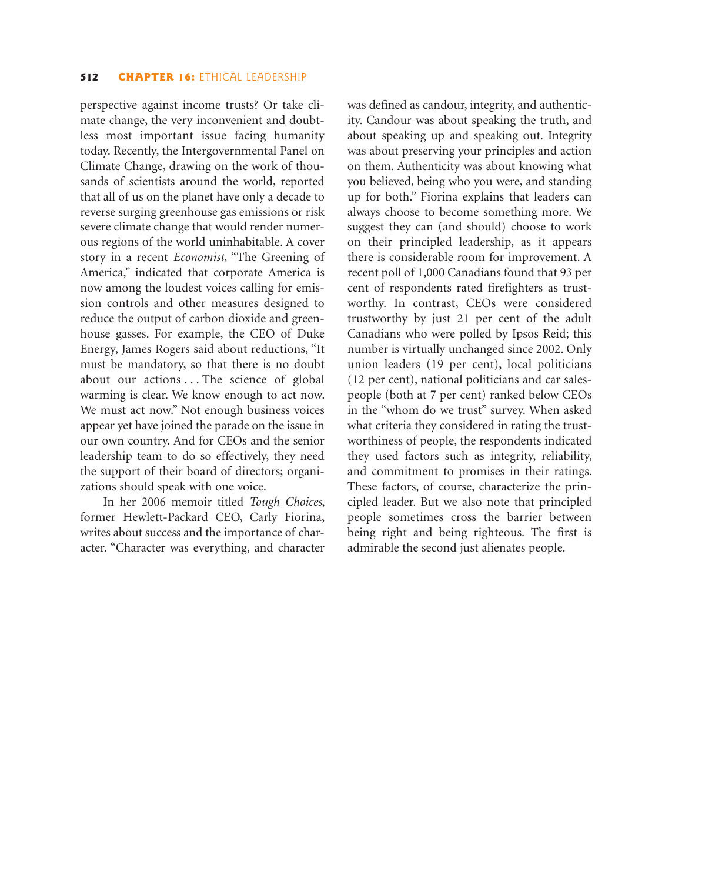perspective against income trusts? Or take climate change, the very inconvenient and doubtless most important issue facing humanity today. Recently, the Intergovernmental Panel on Climate Change, drawing on the work of thousands of scientists around the world, reported that all of us on the planet have only a decade to reverse surging greenhouse gas emissions or risk severe climate change that would render numerous regions of the world uninhabitable. A cover story in a recent *Economist*, "The Greening of America," indicated that corporate America is now among the loudest voices calling for emission controls and other measures designed to reduce the output of carbon dioxide and greenhouse gasses. For example, the CEO of Duke Energy, James Rogers said about reductions, "It must be mandatory, so that there is no doubt about our actions . . . The science of global warming is clear. We know enough to act now. We must act now." Not enough business voices appear yet have joined the parade on the issue in our own country. And for CEOs and the senior leadership team to do so effectively, they need the support of their board of directors; organizations should speak with one voice.

In her 2006 memoir titled *Tough Choices*, former Hewlett-Packard CEO, Carly Fiorina, writes about success and the importance of character. "Character was everything, and character was defined as candour, integrity, and authenticity. Candour was about speaking the truth, and about speaking up and speaking out. Integrity was about preserving your principles and action on them. Authenticity was about knowing what you believed, being who you were, and standing up for both." Fiorina explains that leaders can always choose to become something more. We suggest they can (and should) choose to work on their principled leadership, as it appears there is considerable room for improvement. A recent poll of 1,000 Canadians found that 93 per cent of respondents rated firefighters as trustworthy. In contrast, CEOs were considered trustworthy by just 21 per cent of the adult Canadians who were polled by Ipsos Reid; this number is virtually unchanged since 2002. Only union leaders (19 per cent), local politicians (12 per cent), national politicians and car salespeople (both at 7 per cent) ranked below CEOs in the "whom do we trust" survey. When asked what criteria they considered in rating the trustworthiness of people, the respondents indicated they used factors such as integrity, reliability, and commitment to promises in their ratings. These factors, of course, characterize the principled leader. But we also note that principled people sometimes cross the barrier between being right and being righteous. The first is admirable the second just alienates people.